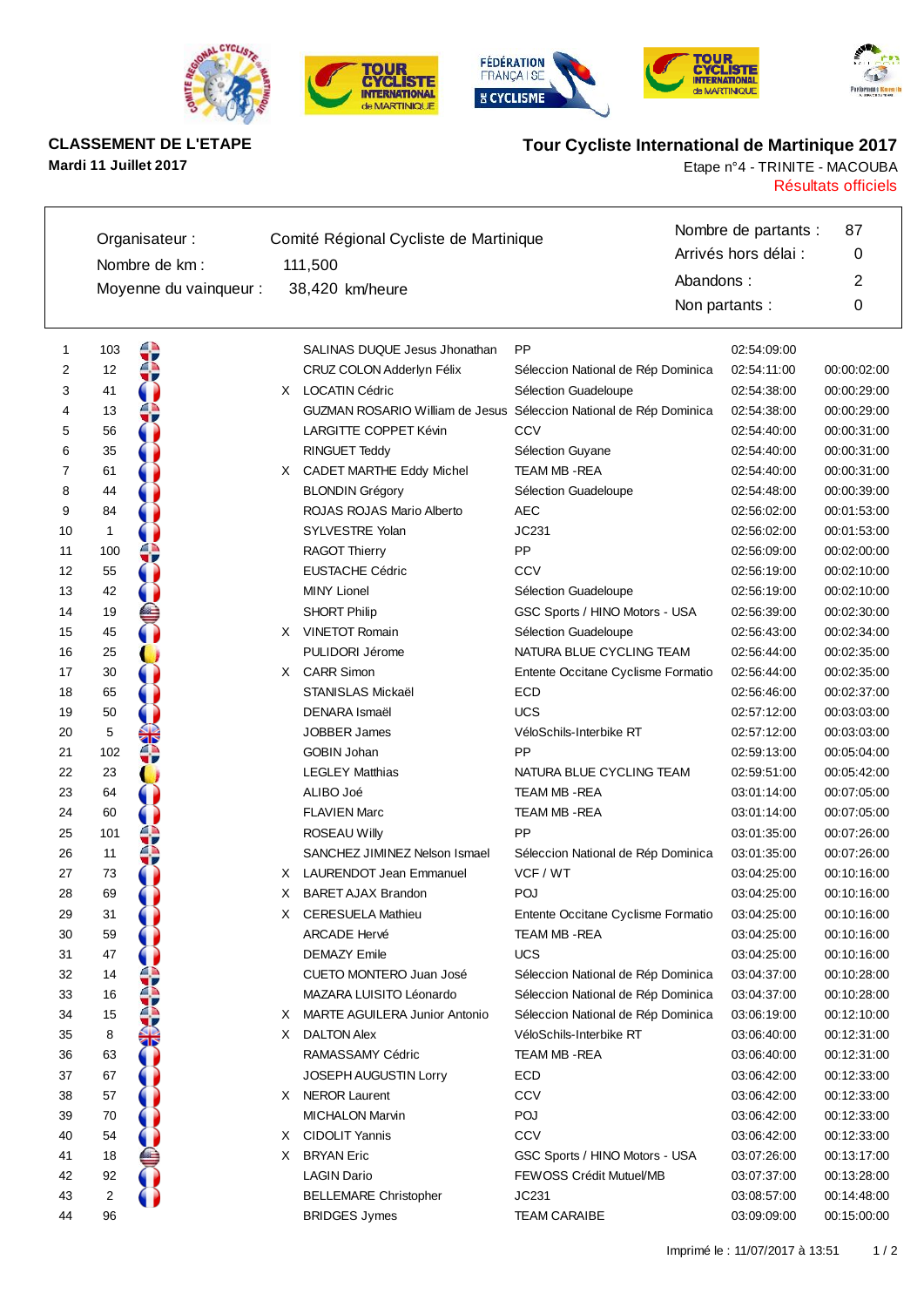**CLASSEMENT DE L'ETAPE**

**Mardi 11 Juillet 2017**

**Tour Cycliste International de Martinique 2017**

Etape n°4 - TRINITE - MACOUBA

Résultats officiels

| | | | |
|---|---|---|---|
| Organisateur : | Comité Régional Cycliste de Martinique | Nombre de partants : | 87 |
| Nombre de km : | 111,500 | Arrivés hors délai : | 0 |
| Moyenne du vainqueur : | 38,420 km/heure | Abandons : | 2 |
| | | Non partants : | 0 |

| Rang | Dossard | | Nom | Équipe | Temps | Écart |
|---|---|---|---|---|---|---|
| 1 | 103 | | SALINAS DUQUE Jesus Jhonathan | PP | 02:54:09:00 | |
| 2 | 12 | | CRUZ COLON Adderlyn Félix | Séleccion National de Rép Dominica | 02:54:11:00 | 00:00:02:00 |
| 3 | 41 | X | LOCATIN Cédric | Sélection Guadeloupe | 02:54:38:00 | 00:00:29:00 |
| 4 | 13 | | GUZMAN ROSARIO William de Jesus | Séleccion National de Rép Dominica | 02:54:38:00 | 00:00:29:00 |
| 5 | 56 | | LARGITTE COPPET Kévin | CCV | 02:54:40:00 | 00:00:31:00 |
| 6 | 35 | | RINGUET Teddy | Sélection Guyane | 02:54:40:00 | 00:00:31:00 |
| 7 | 61 | X | CADET MARTHE Eddy Michel | TEAM MB -REA | 02:54:40:00 | 00:00:31:00 |
| 8 | 44 | | BLONDIN Grégory | Sélection Guadeloupe | 02:54:48:00 | 00:00:39:00 |
| 9 | 84 | | ROJAS ROJAS Mario Alberto | AEC | 02:56:02:00 | 00:01:53:00 |
| 10 | 1 | | SYLVESTRE Yolan | JC231 | 02:56:02:00 | 00:01:53:00 |
| 11 | 100 | | RAGOT Thierry | PP | 02:56:09:00 | 00:02:00:00 |
| 12 | 55 | | EUSTACHE Cédric | CCV | 02:56:19:00 | 00:02:10:00 |
| 13 | 42 | | MINY Lionel | Sélection Guadeloupe | 02:56:19:00 | 00:02:10:00 |
| 14 | 19 | | SHORT Philip | GSC Sports / HINO Motors - USA | 02:56:39:00 | 00:02:30:00 |
| 15 | 45 | X | VINETOT Romain | Sélection Guadeloupe | 02:56:43:00 | 00:02:34:00 |
| 16 | 25 | | PULIDORI Jérome | NATURA BLUE CYCLING TEAM | 02:56:44:00 | 00:02:35:00 |
| 17 | 30 | X | CARR Simon | Entente Occitane Cyclisme Formatio | 02:56:44:00 | 00:02:35:00 |
| 18 | 65 | | STANISLAS Mickaël | ECD | 02:56:46:00 | 00:02:37:00 |
| 19 | 50 | | DENARA Ismaël | UCS | 02:57:12:00 | 00:03:03:00 |
| 20 | 5 | | JOBBER James | VéloSchils-Interbike RT | 02:57:12:00 | 00:03:03:00 |
| 21 | 102 | | GOBIN Johan | PP | 02:59:13:00 | 00:05:04:00 |
| 22 | 23 | | LEGLEY Matthias | NATURA BLUE CYCLING TEAM | 02:59:51:00 | 00:05:42:00 |
| 23 | 64 | | ALIBO Joé | TEAM MB -REA | 03:01:14:00 | 00:07:05:00 |
| 24 | 60 | | FLAVIEN Marc | TEAM MB -REA | 03:01:14:00 | 00:07:05:00 |
| 25 | 101 | | ROSEAU Willy | PP | 03:01:35:00 | 00:07:26:00 |
| 26 | 11 | | SANCHEZ JIMINEZ Nelson Ismael | Séleccion National de Rép Dominica | 03:01:35:00 | 00:07:26:00 |
| 27 | 73 | X | LAURENDOT Jean Emmanuel | VCF / WT | 03:04:25:00 | 00:10:16:00 |
| 28 | 69 | X | BARET AJAX Brandon | POJ | 03:04:25:00 | 00:10:16:00 |
| 29 | 31 | X | CERESUELA Mathieu | Entente Occitane Cyclisme Formatio | 03:04:25:00 | 00:10:16:00 |
| 30 | 59 | | ARCADE Hervé | TEAM MB -REA | 03:04:25:00 | 00:10:16:00 |
| 31 | 47 | | DEMAZY Emile | UCS | 03:04:25:00 | 00:10:16:00 |
| 32 | 14 | | CUETO MONTERO Juan José | Séleccion National de Rép Dominica | 03:04:37:00 | 00:10:28:00 |
| 33 | 16 | | MAZARA LUISITO Léonardo | Séleccion National de Rép Dominica | 03:04:37:00 | 00:10:28:00 |
| 34 | 15 | X | MARTE AGUILERA Junior Antonio | Séleccion National de Rép Dominica | 03:06:19:00 | 00:12:10:00 |
| 35 | 8 | X | DALTON Alex | VéloSchils-Interbike RT | 03:06:40:00 | 00:12:31:00 |
| 36 | 63 | | RAMASSAMY Cédric | TEAM MB -REA | 03:06:40:00 | 00:12:31:00 |
| 37 | 67 | | JOSEPH AUGUSTIN Lorry | ECD | 03:06:42:00 | 00:12:33:00 |
| 38 | 57 | X | NEROR Laurent | CCV | 03:06:42:00 | 00:12:33:00 |
| 39 | 70 | | MICHALON Marvin | POJ | 03:06:42:00 | 00:12:33:00 |
| 40 | 54 | X | CIDOLIT Yannis | CCV | 03:06:42:00 | 00:12:33:00 |
| 41 | 18 | X | BRYAN Eric | GSC Sports / HINO Motors - USA | 03:07:26:00 | 00:13:17:00 |
| 42 | 92 | | LAGIN Dario | FEWOSS Crédit Mutuel/MB | 03:07:37:00 | 00:13:28:00 |
| 43 | 2 | | BELLEMARE Christopher | JC231 | 03:08:57:00 | 00:14:48:00 |
| 44 | 96 | | BRIDGES Jymes | TEAM CARAIBE | 03:09:09:00 | 00:15:00:00 |

Imprimé le : 11/07/2017 à 13:51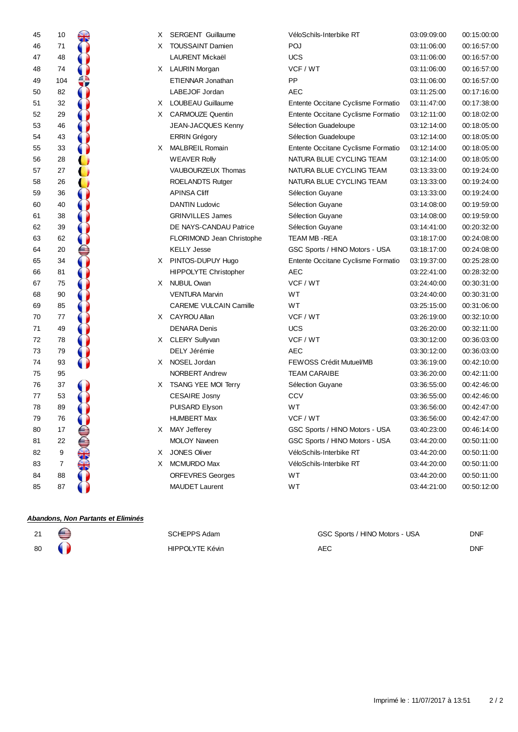| | | | | | | | |
|---|---|---|---|---|---|---|---|
| 45 | 10 | | X | SERGENT Guillaume | VéloSchils-Interbike RT | 03:09:09:00 | 00:15:00:00 |
| 46 | 71 | | X | TOUSSAINT Damien | POJ | 03:11:06:00 | 00:16:57:00 |
| 47 | 48 | | | LAURENT Mickaël | UCS | 03:11:06:00 | 00:16:57:00 |
| 48 | 74 | | X | LAURIN Morgan | VCF / WT | 03:11:06:00 | 00:16:57:00 |
| 49 | 104 | | | ETIENNAR Jonathan | PP | 03:11:06:00 | 00:16:57:00 |
| 50 | 82 | | | LABEJOF Jordan | AEC | 03:11:25:00 | 00:17:16:00 |
| 51 | 32 | | X | LOUBEAU Guillaume | Entente Occitane Cyclisme Formatio | 03:11:47:00 | 00:17:38:00 |
| 52 | 29 | | X | CARMOUZE Quentin | Entente Occitane Cyclisme Formatio | 03:12:11:00 | 00:18:02:00 |
| 53 | 46 | | | JEAN-JACQUES Kenny | Sélection Guadeloupe | 03:12:14:00 | 00:18:05:00 |
| 54 | 43 | | | ERRIN Grégory | Sélection Guadeloupe | 03:12:14:00 | 00:18:05:00 |
| 55 | 33 | | X | MALBREIL Romain | Entente Occitane Cyclisme Formatio | 03:12:14:00 | 00:18:05:00 |
| 56 | 28 | | | WEAVER Rolly | NATURA BLUE CYCLING TEAM | 03:12:14:00 | 00:18:05:00 |
| 57 | 27 | | | VAUBOURZEUX Thomas | NATURA BLUE CYCLING TEAM | 03:13:33:00 | 00:19:24:00 |
| 58 | 26 | | | ROELANDTS Rutger | NATURA BLUE CYCLING TEAM | 03:13:33:00 | 00:19:24:00 |
| 59 | 36 | | | APINSA Cliff | Sélection Guyane | 03:13:33:00 | 00:19:24:00 |
| 60 | 40 | | | DANTIN Ludovic | Sélection Guyane | 03:14:08:00 | 00:19:59:00 |
| 61 | 38 | | | GRINVILLES James | Sélection Guyane | 03:14:08:00 | 00:19:59:00 |
| 62 | 39 | | | DE NAYS-CANDAU Patrice | Sélection Guyane | 03:14:41:00 | 00:20:32:00 |
| 63 | 62 | | | FLORIMOND Jean Christophe | TEAM MB -REA | 03:18:17:00 | 00:24:08:00 |
| 64 | 20 | | | KELLY Jesse | GSC Sports / HINO Motors - USA | 03:18:17:00 | 00:24:08:00 |
| 65 | 34 | | X | PINTOS-DUPUY Hugo | Entente Occitane Cyclisme Formatio | 03:19:37:00 | 00:25:28:00 |
| 66 | 81 | | | HIPPOLYTE Christopher | AEC | 03:22:41:00 | 00:28:32:00 |
| 67 | 75 | | X | NUBUL Owan | VCF / WT | 03:24:40:00 | 00:30:31:00 |
| 68 | 90 | | | VENTURA Marvin | WT | 03:24:40:00 | 00:30:31:00 |
| 69 | 85 | | | CAREME VULCAIN Camille | WT | 03:25:15:00 | 00:31:06:00 |
| 70 | 77 | | X | CAYROU Allan | VCF / WT | 03:26:19:00 | 00:32:10:00 |
| 71 | 49 | | | DENARA Denis | UCS | 03:26:20:00 | 00:32:11:00 |
| 72 | 78 | | X | CLERY Sullyvan | VCF / WT | 03:30:12:00 | 00:36:03:00 |
| 73 | 79 | | | DELY Jérémie | AEC | 03:30:12:00 | 00:36:03:00 |
| 74 | 93 | | X | NOSEL Jordan | FEWOSS Crédit Mutuel/MB | 03:36:19:00 | 00:42:10:00 |
| 75 | 95 | | | NORBERT Andrew | TEAM CARAIBE | 03:36:20:00 | 00:42:11:00 |
| 76 | 37 | | X | TSANG YEE MOI Terry | Sélection Guyane | 03:36:55:00 | 00:42:46:00 |
| 77 | 53 | | | CESAIRE Josny | CCV | 03:36:55:00 | 00:42:46:00 |
| 78 | 89 | | | PUISARD Elyson | WT | 03:36:56:00 | 00:42:47:00 |
| 79 | 76 | | | HUMBERT Max | VCF / WT | 03:36:56:00 | 00:42:47:00 |
| 80 | 17 | | X | MAY Jefferey | GSC Sports / HINO Motors - USA | 03:40:23:00 | 00:46:14:00 |
| 81 | 22 | | | MOLOY Naveen | GSC Sports / HINO Motors - USA | 03:44:20:00 | 00:50:11:00 |
| 82 | 9 | | X | JONES Oliver | VéloSchils-Interbike RT | 03:44:20:00 | 00:50:11:00 |
| 83 | 7 | | X | MCMURDO Max | VéloSchils-Interbike RT | 03:44:20:00 | 00:50:11:00 |
| 84 | 88 | | | ORFEVRES Georges | WT | 03:44:20:00 | 00:50:11:00 |
| 85 | 87 | | | MAUDET Laurent | WT | 03:44:21:00 | 00:50:12:00 |

***Abandons, Non Partants et Eliminés***

| | | | | |
|---|---|---|---|---|
| 21 | | SCHEPPS Adam | GSC Sports / HINO Motors - USA | DNF |
| 80 | | HIPPOLYTE Kévin | AEC | DNF |

Imprimé le : 11/07/2017 à 13:51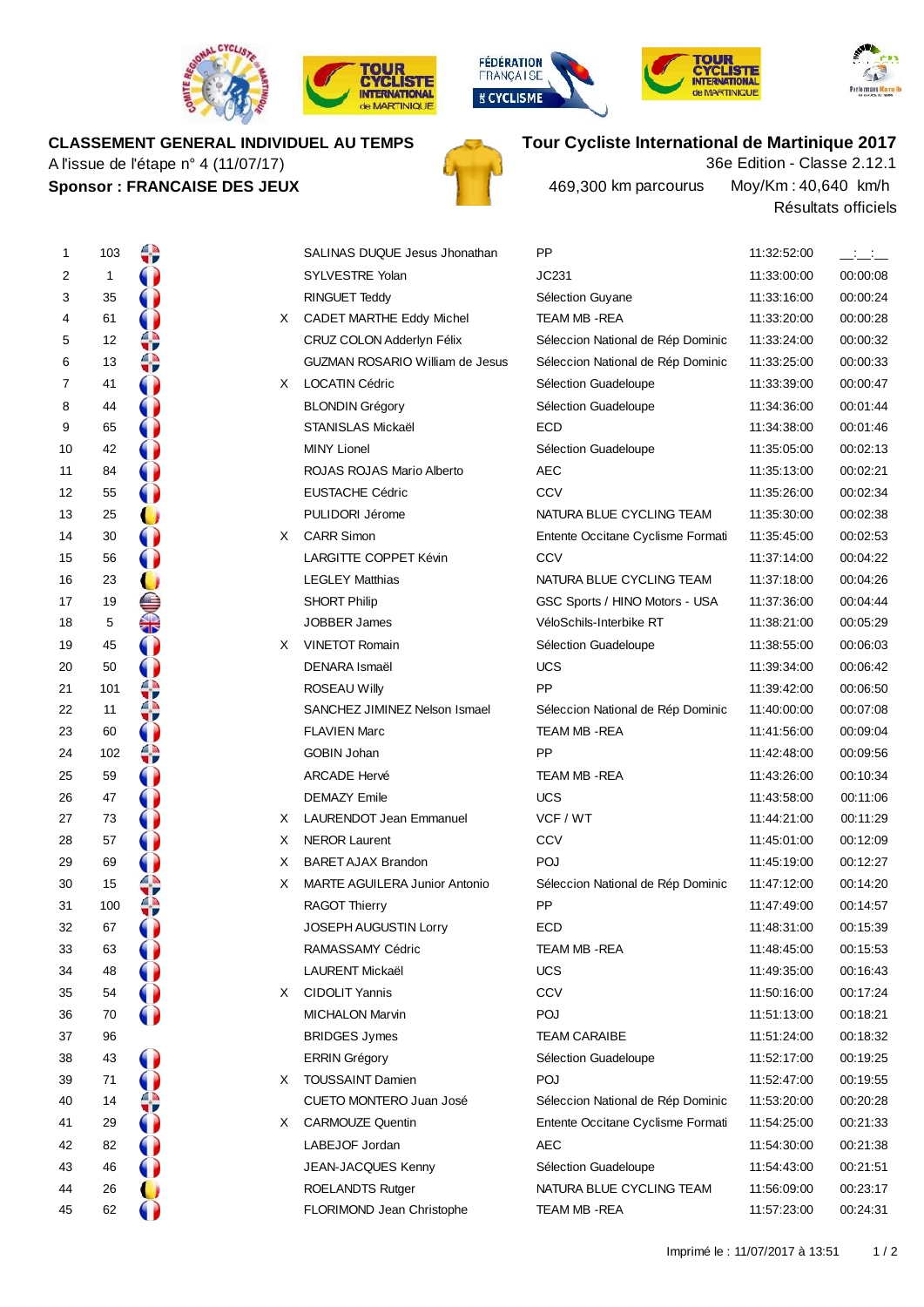**CLASSEMENT GENERAL INDIVIDUEL AU TEMPS**
A l'issue de l'étape n° 4 (11/07/17)
**Sponsor : FRANCAISE DES JEUX**

**Tour Cycliste International de Martinique 2017**
36e Edition - Classe 2.12.1
469,300 km parcours Moy/Km : 40,640 km/h
Résultats officiels

| | | | | | | | |
|---|---|---|---|---|---|---|---|
| 1 | 103 | | | SALINAS DUQUE Jesus Jhonathan | PP | 11:32:52:00 | __:__:__ |
| 2 | 1 | | | SYLVESTRE Yolan | JC231 | 11:33:00:00 | 00:00:08 |
| 3 | 35 | | | RINGUET Teddy | Sélection Guyane | 11:33:16:00 | 00:00:24 |
| 4 | 61 | | X | CADET MARTHE Eddy Michel | TEAM MB -REA | 11:33:20:00 | 00:00:28 |
| 5 | 12 | | | CRUZ COLON Adderlyn Félix | Séleccion National de Rép Dominic | 11:33:24:00 | 00:00:32 |
| 6 | 13 | | | GUZMAN ROSARIO William de Jesus | Séleccion National de Rép Dominic | 11:33:25:00 | 00:00:33 |
| 7 | 41 | | X | LOCATIN Cédric | Sélection Guadeloupe | 11:33:39:00 | 00:00:47 |
| 8 | 44 | | | BLONDIN Grégory | Sélection Guadeloupe | 11:34:36:00 | 00:01:44 |
| 9 | 65 | | | STANISLAS Mickaël | ECD | 11:34:38:00 | 00:01:46 |
| 10 | 42 | | | MINY Lionel | Sélection Guadeloupe | 11:35:05:00 | 00:02:13 |
| 11 | 84 | | | ROJAS ROJAS Mario Alberto | AEC | 11:35:13:00 | 00:02:21 |
| 12 | 55 | | | EUSTACHE Cédric | CCV | 11:35:26:00 | 00:02:34 |
| 13 | 25 | | | PULIDORI Jérome | NATURA BLUE CYCLING TEAM | 11:35:30:00 | 00:02:38 |
| 14 | 30 | | X | CARR Simon | Entente Occitane Cyclisme Formati | 11:35:45:00 | 00:02:53 |
| 15 | 56 | | | LARGITTE COPPET Kévin | CCV | 11:37:14:00 | 00:04:22 |
| 16 | 23 | | | LEGLEY Matthias | NATURA BLUE CYCLING TEAM | 11:37:18:00 | 00:04:26 |
| 17 | 19 | | | SHORT Philip | GSC Sports / HINO Motors - USA | 11:37:36:00 | 00:04:44 |
| 18 | 5 | | | JOBBER James | VéloSchils-Interbike RT | 11:38:21:00 | 00:05:29 |
| 19 | 45 | | X | VINETOT Romain | Sélection Guadeloupe | 11:38:55:00 | 00:06:03 |
| 20 | 50 | | | DENARA Ismaël | UCS | 11:39:34:00 | 00:06:42 |
| 21 | 101 | | | ROSEAU Willy | PP | 11:39:42:00 | 00:06:50 |
| 22 | 11 | | | SANCHEZ JIMINEZ Nelson Ismael | Séleccion National de Rép Dominic | 11:40:00:00 | 00:07:08 |
| 23 | 60 | | | FLAVIEN Marc | TEAM MB -REA | 11:41:56:00 | 00:09:04 |
| 24 | 102 | | | GOBIN Johan | PP | 11:42:48:00 | 00:09:56 |
| 25 | 59 | | | ARCADE Hervé | TEAM MB -REA | 11:43:26:00 | 00:10:34 |
| 26 | 47 | | | DEMAZY Emile | UCS | 11:43:58:00 | 00:11:06 |
| 27 | 73 | | X | LAURENDOT Jean Emmanuel | VCF / WT | 11:44:21:00 | 00:11:29 |
| 28 | 57 | | X | NEROR Laurent | CCV | 11:45:01:00 | 00:12:09 |
| 29 | 69 | | X | BARET AJAX Brandon | POJ | 11:45:19:00 | 00:12:27 |
| 30 | 15 | | X | MARTE AGUILERA Junior Antonio | Séleccion National de Rép Dominic | 11:47:12:00 | 00:14:20 |
| 31 | 100 | | | RAGOT Thierry | PP | 11:47:49:00 | 00:14:57 |
| 32 | 67 | | | JOSEPH AUGUSTIN Lorry | ECD | 11:48:31:00 | 00:15:39 |
| 33 | 63 | | | RAMASSAMY Cédric | TEAM MB -REA | 11:48:45:00 | 00:15:53 |
| 34 | 48 | | | LAURENT Mickaël | UCS | 11:49:35:00 | 00:16:43 |
| 35 | 54 | | X | CIDOLIT Yannis | CCV | 11:50:16:00 | 00:17:24 |
| 36 | 70 | | | MICHALON Marvin | POJ | 11:51:13:00 | 00:18:21 |
| 37 | 96 | | | BRIDGES Jymes | TEAM CARAIBE | 11:51:24:00 | 00:18:32 |
| 38 | 43 | | | ERRIN Grégory | Sélection Guadeloupe | 11:52:17:00 | 00:19:25 |
| 39 | 71 | | X | TOUSSAINT Damien | POJ | 11:52:47:00 | 00:19:55 |
| 40 | 14 | | | CUETO MONTERO Juan José | Séleccion National de Rép Dominic | 11:53:20:00 | 00:20:28 |
| 41 | 29 | | X | CARMOUZE Quentin | Entente Occitane Cyclisme Formati | 11:54:25:00 | 00:21:33 |
| 42 | 82 | | | LABEJOF Jordan | AEC | 11:54:30:00 | 00:21:38 |
| 43 | 46 | | | JEAN-JACQUES Kenny | Sélection Guadeloupe | 11:54:43:00 | 00:21:51 |
| 44 | 26 | | | ROELANDTS Rutger | NATURA BLUE CYCLING TEAM | 11:56:09:00 | 00:23:17 |
| 45 | 62 | | | FLORIMOND Jean Christophe | TEAM MB -REA | 11:57:23:00 | 00:24:31 |

Imprimé le : 11/07/2017 à 13:51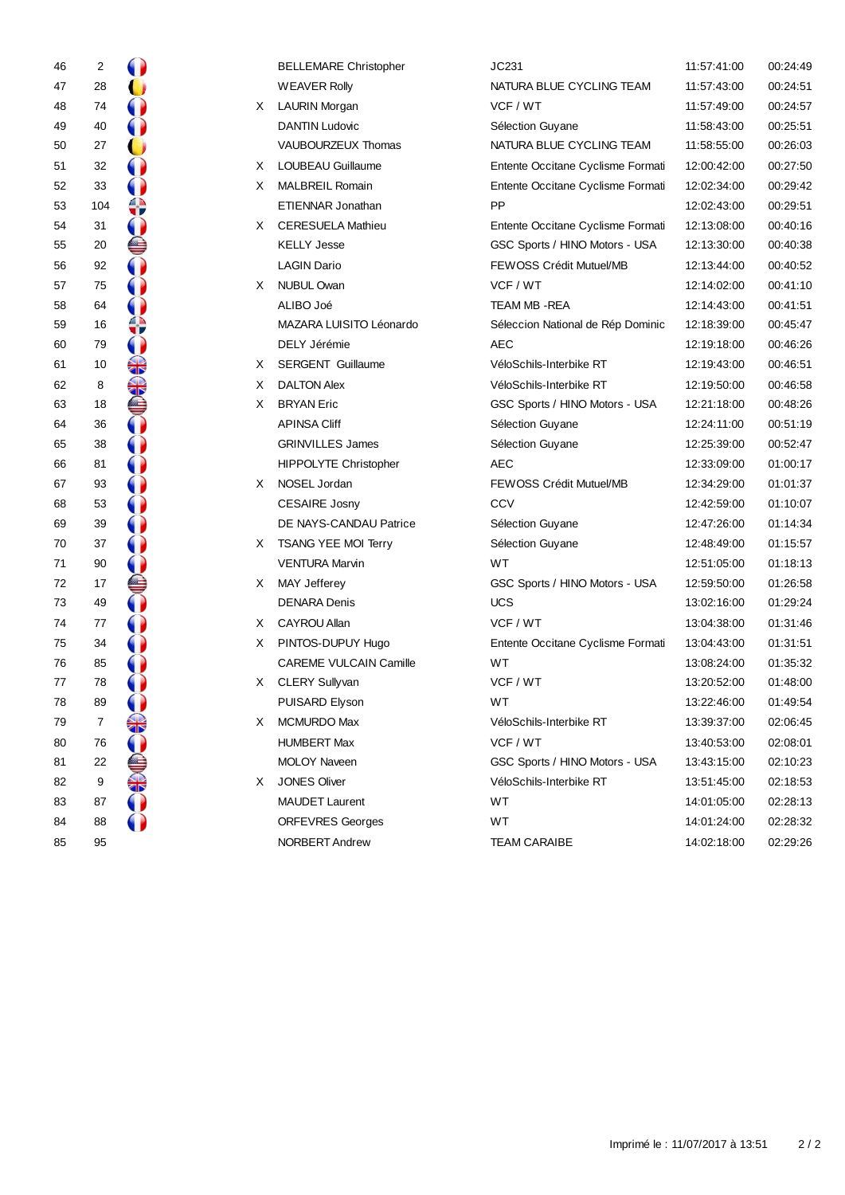| | | | | | | | |
|---|---|---|---|---|---|---|---|
| 46 | 2 | | | BELLEMARE Christopher | JC231 | 11:57:41:00 | 00:24:49 |
| 47 | 28 | | | WEAVER Rolly | NATURA BLUE CYCLING TEAM | 11:57:43:00 | 00:24:51 |
| 48 | 74 | | X | LAURIN Morgan | VCF / WT | 11:57:49:00 | 00:24:57 |
| 49 | 40 | | | DANTIN Ludovic | Sélection Guyane | 11:58:43:00 | 00:25:51 |
| 50 | 27 | | | VAUBOURZEUX Thomas | NATURA BLUE CYCLING TEAM | 11:58:55:00 | 00:26:03 |
| 51 | 32 | | X | LOUBEAU Guillaume | Entente Occitane Cyclisme Formati | 12:00:42:00 | 00:27:50 |
| 52 | 33 | | X | MALBREIL Romain | Entente Occitane Cyclisme Formati | 12:02:34:00 | 00:29:42 |
| 53 | 104 | | | ETIENNAR Jonathan | PP | 12:02:43:00 | 00:29:51 |
| 54 | 31 | | X | CERESUELA Mathieu | Entente Occitane Cyclisme Formati | 12:13:08:00 | 00:40:16 |
| 55 | 20 | | | KELLY Jesse | GSC Sports / HINO Motors - USA | 12:13:30:00 | 00:40:38 |
| 56 | 92 | | | LAGIN Dario | FEWOSS Crédit Mutuel/MB | 12:13:44:00 | 00:40:52 |
| 57 | 75 | | X | NUBUL Owan | VCF / WT | 12:14:02:00 | 00:41:10 |
| 58 | 64 | | | ALIBO Joé | TEAM MB -REA | 12:14:43:00 | 00:41:51 |
| 59 | 16 | | | MAZARA LUISITO Léonardo | Séleccion National de Rép Dominic | 12:18:39:00 | 00:45:47 |
| 60 | 79 | | | DELY Jérémie | AEC | 12:19:18:00 | 00:46:26 |
| 61 | 10 | | X | SERGENT Guillaume | VéloSchils-Interbike RT | 12:19:43:00 | 00:46:51 |
| 62 | 8 | | X | DALTON Alex | VéloSchils-Interbike RT | 12:19:50:00 | 00:46:58 |
| 63 | 18 | | X | BRYAN Eric | GSC Sports / HINO Motors - USA | 12:21:18:00 | 00:48:26 |
| 64 | 36 | | | APINSA Cliff | Sélection Guyane | 12:24:11:00 | 00:51:19 |
| 65 | 38 | | | GRINVILLES James | Sélection Guyane | 12:25:39:00 | 00:52:47 |
| 66 | 81 | | | HIPPOLYTE Christopher | AEC | 12:33:09:00 | 01:00:17 |
| 67 | 93 | | X | NOSEL Jordan | FEWOSS Crédit Mutuel/MB | 12:34:29:00 | 01:01:37 |
| 68 | 53 | | | CESAIRE Josny | CCV | 12:42:59:00 | 01:10:07 |
| 69 | 39 | | | DE NAYS-CANDAU Patrice | Sélection Guyane | 12:47:26:00 | 01:14:34 |
| 70 | 37 | | X | TSANG YEE MOI Terry | Sélection Guyane | 12:48:49:00 | 01:15:57 |
| 71 | 90 | | | VENTURA Marvin | WT | 12:51:05:00 | 01:18:13 |
| 72 | 17 | | X | MAY Jefferey | GSC Sports / HINO Motors - USA | 12:59:50:00 | 01:26:58 |
| 73 | 49 | | | DENARA Denis | UCS | 13:02:16:00 | 01:29:24 |
| 74 | 77 | | X | CAYROU Allan | VCF / WT | 13:04:38:00 | 01:31:46 |
| 75 | 34 | | X | PINTOS-DUPUY Hugo | Entente Occitane Cyclisme Formati | 13:04:43:00 | 01:31:51 |
| 76 | 85 | | | CAREME VULCAIN Camille | WT | 13:08:24:00 | 01:35:32 |
| 77 | 78 | | X | CLERY Sullyvan | VCF / WT | 13:20:52:00 | 01:48:00 |
| 78 | 89 | | | PUISARD Elyson | WT | 13:22:46:00 | 01:49:54 |
| 79 | 7 | | X | MCMURDO Max | VéloSchils-Interbike RT | 13:39:37:00 | 02:06:45 |
| 80 | 76 | | | HUMBERT Max | VCF / WT | 13:40:53:00 | 02:08:01 |
| 81 | 22 | | | MOLOY Naveen | GSC Sports / HINO Motors - USA | 13:43:15:00 | 02:10:23 |
| 82 | 9 | | X | JONES Oliver | VéloSchils-Interbike RT | 13:51:45:00 | 02:18:53 |
| 83 | 87 | | | MAUDET Laurent | WT | 14:01:05:00 | 02:28:13 |
| 84 | 88 | | | ORFEVRES Georges | WT | 14:01:24:00 | 02:28:32 |
| 85 | 95 | | | NORBERT Andrew | TEAM CARAIBE | 14:02:18:00 | 02:29:26 |

Imprimé le : 11/07/2017 à 13:51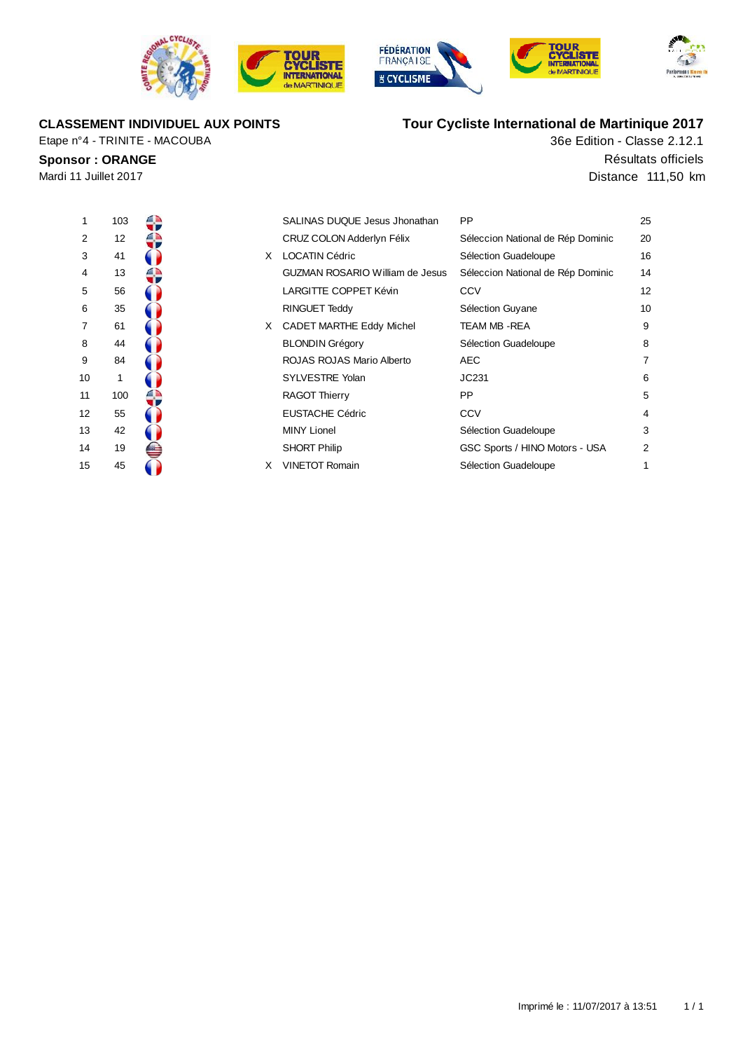**CLASSEMENT INDIVIDUEL AUX POINTS**

Etape n°4 - TRINITE - MACOUBA

**Sponsor : ORANGE**

Mardi 11 Juillet 2017

**Tour Cycliste International de Martinique 2017**

36e Edition - Classe 2.12.1

Résultats officiels

Distance 111,50 km

| | | | | | | |
|---|---|---|---|---|---|---|
| 1 | 103 | | | SALINAS DUQUE Jesus Jhonathan | PP | 25 |
| 2 | 12 | | | CRUZ COLON Adderlyn Félix | Séleccion National de Rép Dominic | 20 |
| 3 | 41 | | X | LOCATIN Cédric | Sélection Guadeloupe | 16 |
| 4 | 13 | | | GUZMAN ROSARIO William de Jesus | Séleccion National de Rép Dominic | 14 |
| 5 | 56 | | | LARGITTE COPPET Kévin | CCV | 12 |
| 6 | 35 | | | RINGUET Teddy | Sélection Guyane | 10 |
| 7 | 61 | | X | CADET MARTHE Eddy Michel | TEAM MB -REA | 9 |
| 8 | 44 | | | BLONDIN Grégory | Sélection Guadeloupe | 8 |
| 9 | 84 | | | ROJAS ROJAS Mario Alberto | AEC | 7 |
| 10 | 1 | | | SYLVESTRE Yolan | JC231 | 6 |
| 11 | 100 | | | RAGOT Thierry | PP | 5 |
| 12 | 55 | | | EUSTACHE Cédric | CCV | 4 |
| 13 | 42 | | | MINY Lionel | Sélection Guadeloupe | 3 |
| 14 | 19 | | | SHORT Philip | GSC Sports / HINO Motors - USA | 2 |
| 15 | 45 | | X | VINETOT Romain | Sélection Guadeloupe | 1 |

Imprimé le : 11/07/2017 à 13:51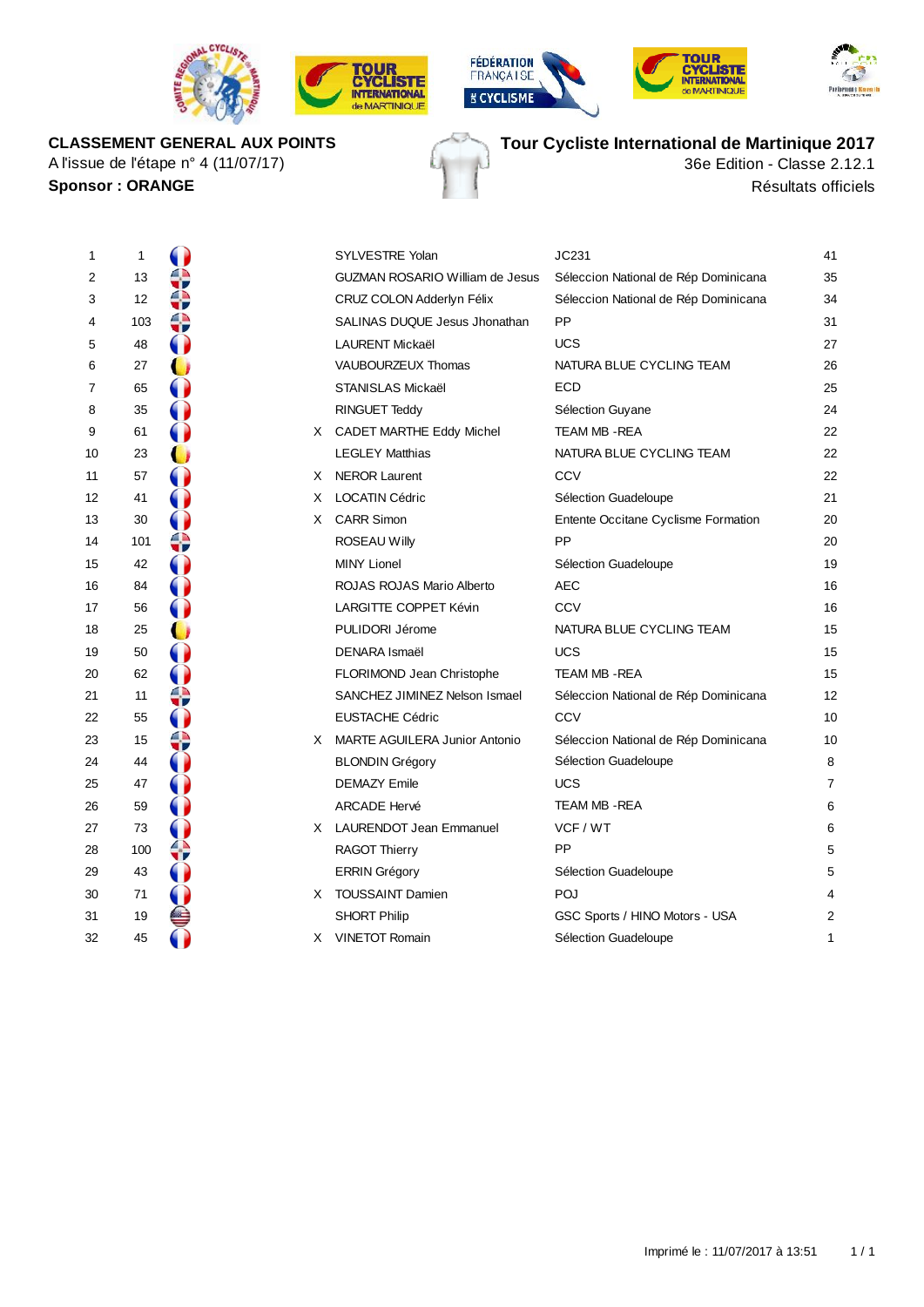**CLASSEMENT GENERAL AUX POINTS**
A l'issue de l'étape n° 4 (11/07/17)
**Sponsor : ORANGE**

**Tour Cycliste International de Martinique 2017**
36e Edition - Classe 2.12.1
Résultats officiels

| | | | | | |
|---|---|---|---|---|---|
| 1 | 1 | | SYLVESTRE Yolan | JC231 | 41 |
| 2 | 13 | | GUZMAN ROSARIO William de Jesus | Séleccion National de Rép Dominicana | 35 |
| 3 | 12 | | CRUZ COLON Adderlyn Félix | Séleccion National de Rép Dominicana | 34 |
| 4 | 103 | | SALINAS DUQUE Jesus Jhonathan | PP | 31 |
| 5 | 48 | | LAURENT Mickaël | UCS | 27 |
| 6 | 27 | | VAUBOURZEUX Thomas | NATURA BLUE CYCLING TEAM | 26 |
| 7 | 65 | | STANISLAS Mickaël | ECD | 25 |
| 8 | 35 | | RINGUET Teddy | Sélection Guyane | 24 |
| 9 | 61 | X | CADET MARTHE Eddy Michel | TEAM MB -REA | 22 |
| 10 | 23 | | LEGLEY Matthias | NATURA BLUE CYCLING TEAM | 22 |
| 11 | 57 | X | NERON Laurent | CCV | 22 |
| 12 | 41 | X | LOCATIN Cédric | Sélection Guadeloupe | 21 |
| 13 | 30 | X | CARR Simon | Entente Occitane Cyclisme Formation | 20 |
| 14 | 101 | | ROSEAU Willy | PP | 20 |
| 15 | 42 | | MINY Lionel | Sélection Guadeloupe | 19 |
| 16 | 84 | | ROJAS ROJAS Mario Alberto | AEC | 16 |
| 17 | 56 | | LARGITTE COPPET Kévin | CCV | 16 |
| 18 | 25 | | PULIDORI Jérome | NATURA BLUE CYCLING TEAM | 15 |
| 19 | 50 | | DENARA Ismaël | UCS | 15 |
| 20 | 62 | | FLORIMOND Jean Christophe | TEAM MB -REA | 15 |
| 21 | 11 | | SANCHEZ JIMINEZ Nelson Ismael | Séleccion National de Rép Dominicana | 12 |
| 22 | 55 | | EUSTACHE Cédric | CCV | 10 |
| 23 | 15 | X | MARTE AGUILERA Junior Antonio | Séleccion National de Rép Dominicana | 10 |
| 24 | 44 | | BLONDIN Grégory | Sélection Guadeloupe | 8 |
| 25 | 47 | | DEMAZY Emile | UCS | 7 |
| 26 | 59 | | ARCADE Hervé | TEAM MB -REA | 6 |
| 27 | 73 | X | LAURENDOT Jean Emmanuel | VCF / WT | 6 |
| 28 | 100 | | RAGOT Thierry | PP | 5 |
| 29 | 43 | | ERRIN Grégory | Sélection Guadeloupe | 5 |
| 30 | 71 | X | TOUSSAINT Damien | POJ | 4 |
| 31 | 19 | | SHORT Philip | GSC Sports / HINO Motors - USA | 2 |
| 32 | 45 | X | VINETOT Romain | Sélection Guadeloupe | 1 |

Imprimé le : 11/07/2017 à 13:51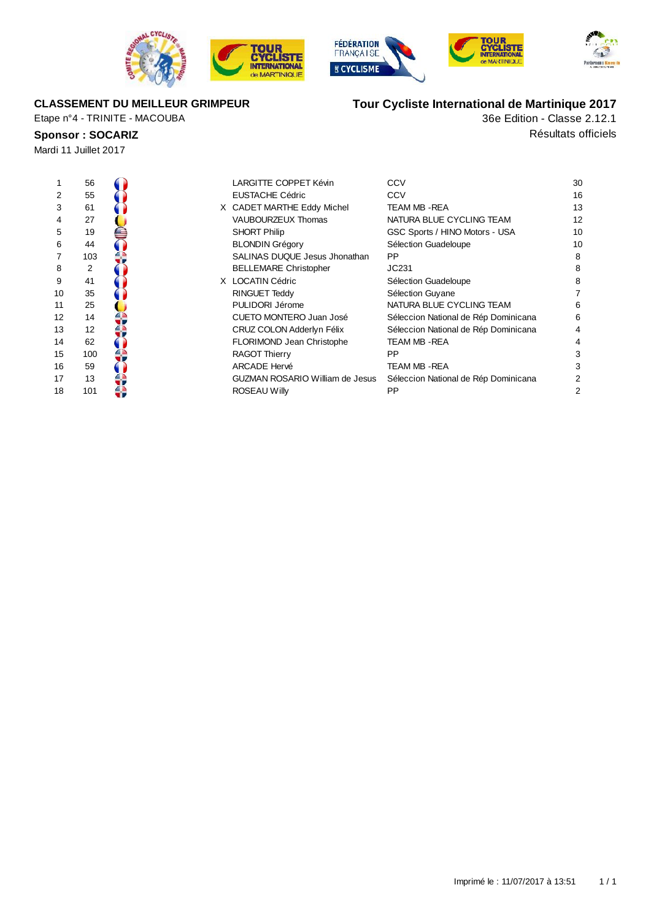**CLASSEMENT DU MEILLEUR GRIMPEUR**

Etape n°4 - TRINITE - MACOUBA

**Sponsor : SOCARIZ**

Mardi 11 Juillet 2017

**Tour Cycliste International de Martinique 2017**

36e Edition - Classe 2.12.1

Résultats officiels

| | | | | | |
|---|---|---|---|---|---|
| 1 | 56 | | LARGITTE COPPET Kévin | CCV | 30 |
| 2 | 55 | | EUSTACHE Cédric | CCV | 16 |
| 3 | 61 | X | CADET MARTHE Eddy Michel | TEAM MB -REA | 13 |
| 4 | 27 | | VAUBOURZEUX Thomas | NATURA BLUE CYCLING TEAM | 12 |
| 5 | 19 | | SHORT Philip | GSC Sports / HINO Motors - USA | 10 |
| 6 | 44 | | BLONDIN Grégory | Sélection Guadeloupe | 10 |
| 7 | 103 | | SALINAS DUQUE Jesus Jhonathan | PP | 8 |
| 8 | 2 | | BELLEMARE Christopher | JC231 | 8 |
| 9 | 41 | X | LOCATIN Cédric | Sélection Guadeloupe | 8 |
| 10 | 35 | | RINGUET Teddy | Sélection Guyane | 7 |
| 11 | 25 | | PULIDORI Jérome | NATURA BLUE CYCLING TEAM | 6 |
| 12 | 14 | | CUETO MONTERO Juan José | Séleccion National de Rép Dominicana | 6 |
| 13 | 12 | | CRUZ COLON Adderlyn Félix | Séleccion National de Rép Dominicana | 4 |
| 14 | 62 | | FLORIMOND Jean Christophe | TEAM MB -REA | 4 |
| 15 | 100 | | RAGOT Thierry | PP | 3 |
| 16 | 59 | | ARCADE Hervé | TEAM MB -REA | 3 |
| 17 | 13 | | GUZMAN ROSARIO William de Jesus | Séleccion National de Rép Dominicana | 2 |
| 18 | 101 | | ROSEAU Willy | PP | 2 |

Imprimé le : 11/07/2017 à 13:51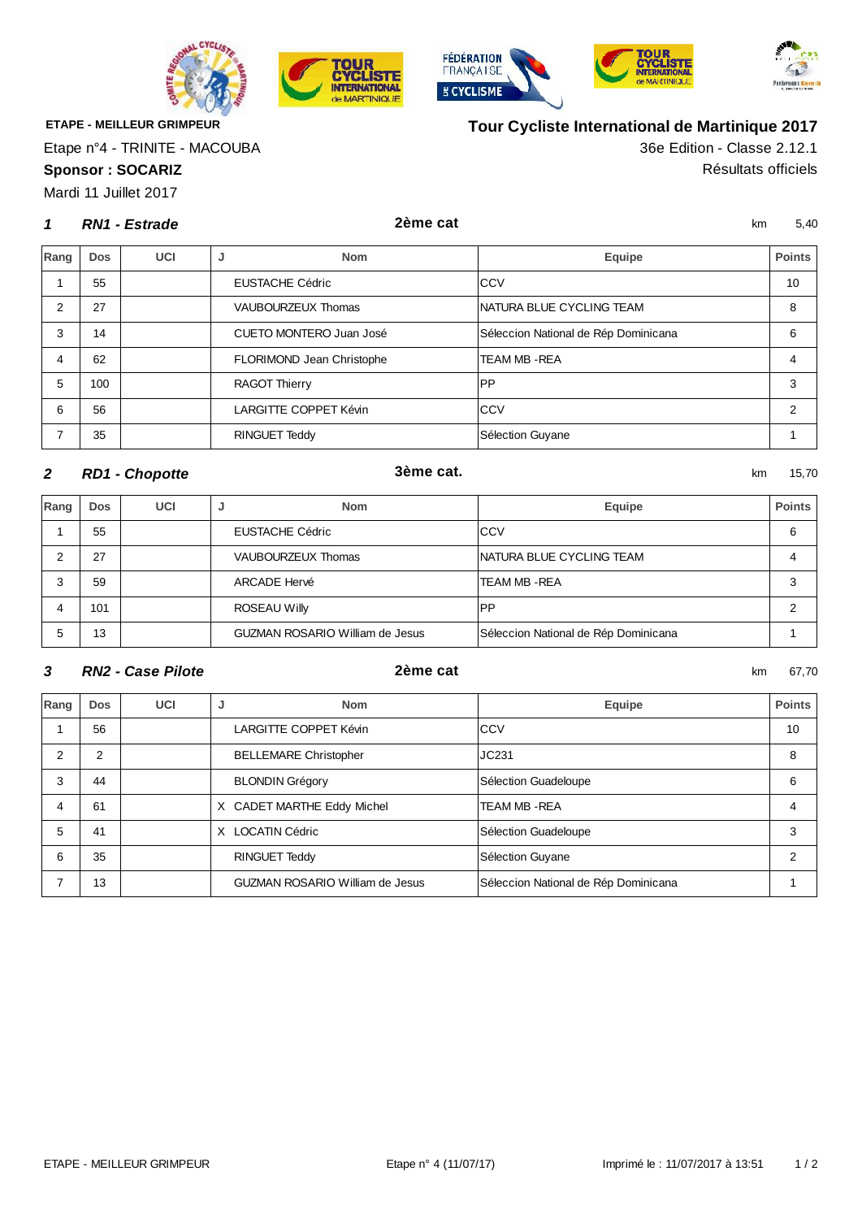**ETAPE - MEILLEUR GRIMPEUR**

Etape n°4 - TRINITE - MACOUBA

**Sponsor : SOCARIZ**

Mardi 11 Juillet 2017

## Tour Cycliste International de Martinique 2017

36e Edition - Classe 2.12.1

Résultats officiels

### *1 RN1 - Estrade* — 2ème cat — km 5,40

| Rang | Dos | UCI | J | Nom | Equipe | Points |
|---|---|---|---|---|---|---|
| 1 | 55 | | | EUSTACHE Cédric | CCV | 10 |
| 2 | 27 | | | VAUBOURZEUX Thomas | NATURA BLUE CYCLING TEAM | 8 |
| 3 | 14 | | | CUETO MONTERO Juan José | Séleccion National de Rép Dominicana | 6 |
| 4 | 62 | | | FLORIMOND Jean Christophe | TEAM MB -REA | 4 |
| 5 | 100 | | | RAGOT Thierry | PP | 3 |
| 6 | 56 | | | LARGITTE COPPET Kévin | CCV | 2 |
| 7 | 35 | | | RINGUET Teddy | Sélection Guyane | 1 |

### *2 RD1 - Chopotte* — 3ème cat. — km 15,70

| Rang | Dos | UCI | J | Nom | Equipe | Points |
|---|---|---|---|---|---|---|
| 1 | 55 | | | EUSTACHE Cédric | CCV | 6 |
| 2 | 27 | | | VAUBOURZEUX Thomas | NATURA BLUE CYCLING TEAM | 4 |
| 3 | 59 | | | ARCADE Hervé | TEAM MB -REA | 3 |
| 4 | 101 | | | ROSEAU Willy | PP | 2 |
| 5 | 13 | | | GUZMAN ROSARIO William de Jesus | Séleccion National de Rép Dominicana | 1 |

### *3 RN2 - Case Pilote* — 2ème cat — km 67,70

| Rang | Dos | UCI | J | Nom | Equipe | Points |
|---|---|---|---|---|---|---|
| 1 | 56 | | | LARGITTE COPPET Kévin | CCV | 10 |
| 2 | 2 | | | BELLEMARE Christopher | JC231 | 8 |
| 3 | 44 | | | BLONDIN Grégory | Sélection Guadeloupe | 6 |
| 4 | 61 | | X | CADET MARTHE Eddy Michel | TEAM MB -REA | 4 |
| 5 | 41 | | X | LOCATIN Cédric | Sélection Guadeloupe | 3 |
| 6 | 35 | | | RINGUET Teddy | Sélection Guyane | 2 |
| 7 | 13 | | | GUZMAN ROSARIO William de Jesus | Séleccion National de Rép Dominicana | 1 |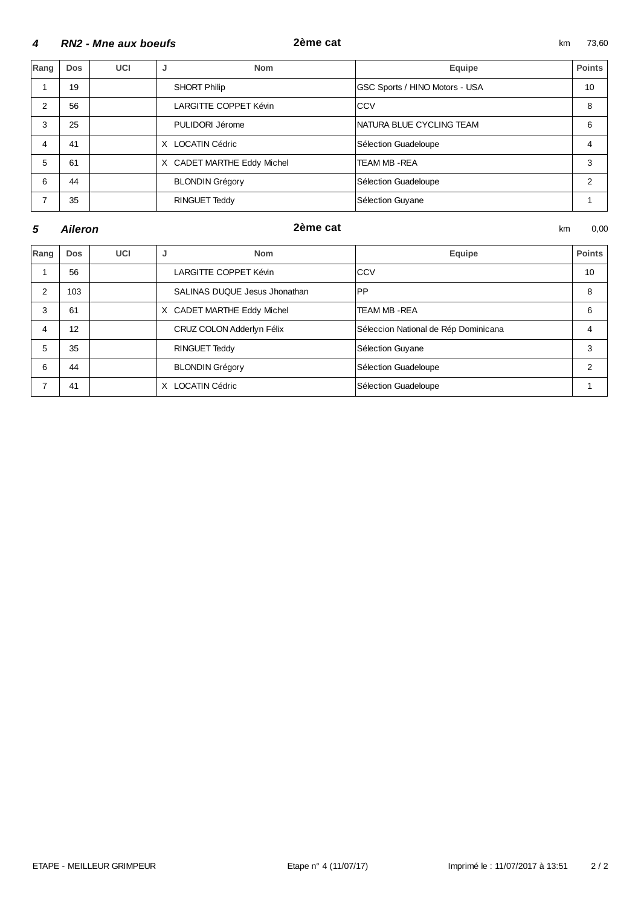### 4 *RN2 - Mne aux boeufs* — 2ème cat — km 73,60

| Rang | Dos | UCI | J | Nom | Equipe | Points |
|---|---|---|---|---|---|---|
| 1 | 19 | | | SHORT Philip | GSC Sports / HINO Motors - USA | 10 |
| 2 | 56 | | | LARGITTE COPPET Kévin | CCV | 8 |
| 3 | 25 | | | PULIDORI Jérome | NATURA BLUE CYCLING TEAM | 6 |
| 4 | 41 | | X | LOCATIN Cédric | Sélection Guadeloupe | 4 |
| 5 | 61 | | X | CADET MARTHE Eddy Michel | TEAM MB -REA | 3 |
| 6 | 44 | | | BLONDIN Grégory | Sélection Guadeloupe | 2 |
| 7 | 35 | | | RINGUET Teddy | Sélection Guyane | 1 |

### 5 *Aileron* — 2ème cat — km 0,00

| Rang | Dos | UCI | J | Nom | Equipe | Points |
|---|---|---|---|---|---|---|
| 1 | 56 | | | LARGITTE COPPET Kévin | CCV | 10 |
| 2 | 103 | | | SALINAS DUQUE Jesus Jhonathan | PP | 8 |
| 3 | 61 | | X | CADET MARTHE Eddy Michel | TEAM MB -REA | 6 |
| 4 | 12 | | | CRUZ COLON Adderlyn Félix | Séleccion National de Rép Dominicana | 4 |
| 5 | 35 | | | RINGUET Teddy | Sélection Guyane | 3 |
| 6 | 44 | | | BLONDIN Grégory | Sélection Guadeloupe | 2 |
| 7 | 41 | | X | LOCATIN Cédric | Sélection Guadeloupe | 1 |

ETAPE - MEILLEUR GRIMPEUR — Etape n° 4 (11/07/17) — Imprimé le : 11/07/2017 à 13:51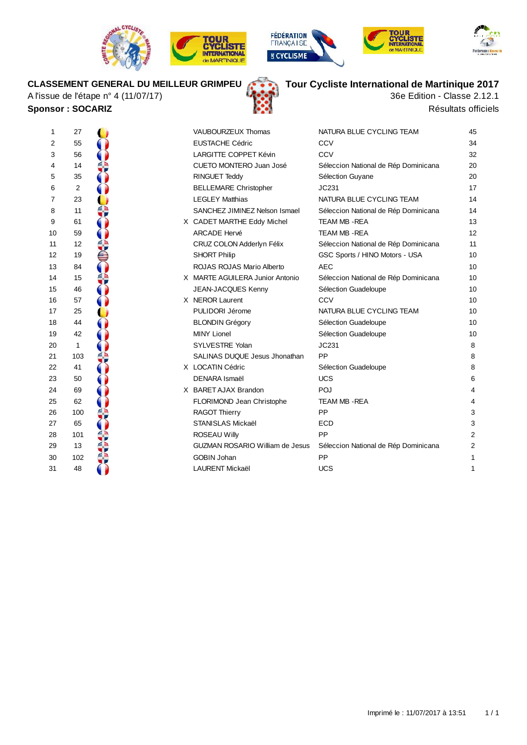**CLASSEMENT GENERAL DU MEILLEUR GRIMPEU**

A l'issue de l'étape n° 4 (11/07/17)

**Sponsor : SOCARIZ**

**Tour Cycliste International de Martinique 2017**

36e Edition - Classe 2.12.1

Résultats officiels

| | | | | | | |
|---|---|---|---|---|---|---|
| 1 | 27 | | | VAUBOURZEUX Thomas | NATURA BLUE CYCLING TEAM | 45 |
| 2 | 55 | | | EUSTACHE Cédric | CCV | 34 |
| 3 | 56 | | | LARGITTE COPPET Kévin | CCV | 32 |
| 4 | 14 | | | CUETO MONTERO Juan José | Séleccion National de Rép Dominicana | 20 |
| 5 | 35 | | | RINGUET Teddy | Sélection Guyane | 20 |
| 6 | 2 | | | BELLEMARE Christopher | JC231 | 17 |
| 7 | 23 | | | LEGLEY Matthias | NATURA BLUE CYCLING TEAM | 14 |
| 8 | 11 | | | SANCHEZ JIMINEZ Nelson Ismael | Séleccion National de Rép Dominicana | 14 |
| 9 | 61 | | X | CADET MARTHE Eddy Michel | TEAM MB -REA | 13 |
| 10 | 59 | | | ARCADE Hervé | TEAM MB -REA | 12 |
| 11 | 12 | | | CRUZ COLON Adderlyn Félix | Séleccion National de Rép Dominicana | 11 |
| 12 | 19 | | | SHORT Philip | GSC Sports / HINO Motors - USA | 10 |
| 13 | 84 | | | ROJAS ROJAS Mario Alberto | AEC | 10 |
| 14 | 15 | | X | MARTE AGUILERA Junior Antonio | Séleccion National de Rép Dominicana | 10 |
| 15 | 46 | | | JEAN-JACQUES Kenny | Sélection Guadeloupe | 10 |
| 16 | 57 | | X | NEROR Laurent | CCV | 10 |
| 17 | 25 | | | PULIDORI Jérome | NATURA BLUE CYCLING TEAM | 10 |
| 18 | 44 | | | BLONDIN Grégory | Sélection Guadeloupe | 10 |
| 19 | 42 | | | MINY Lionel | Sélection Guadeloupe | 10 |
| 20 | 1 | | | SYLVESTRE Yolan | JC231 | 8 |
| 21 | 103 | | | SALINAS DUQUE Jesus Jhonathan | PP | 8 |
| 22 | 41 | | X | LOCATIN Cédric | Sélection Guadeloupe | 8 |
| 23 | 50 | | | DENARA Ismaël | UCS | 6 |
| 24 | 69 | | X | BARET AJAX Brandon | POJ | 4 |
| 25 | 62 | | | FLORIMOND Jean Christophe | TEAM MB -REA | 4 |
| 26 | 100 | | | RAGOT Thierry | PP | 3 |
| 27 | 65 | | | STANISLAS Mickaël | ECD | 3 |
| 28 | 101 | | | ROSEAU Willy | PP | 2 |
| 29 | 13 | | | GUZMAN ROSARIO William de Jesus | Séleccion National de Rép Dominicana | 2 |
| 30 | 102 | | | GOBIN Johan | PP | 1 |
| 31 | 48 | | | LAURENT Mickaël | UCS | 1 |

Imprimé le : 11/07/2017 à 13:51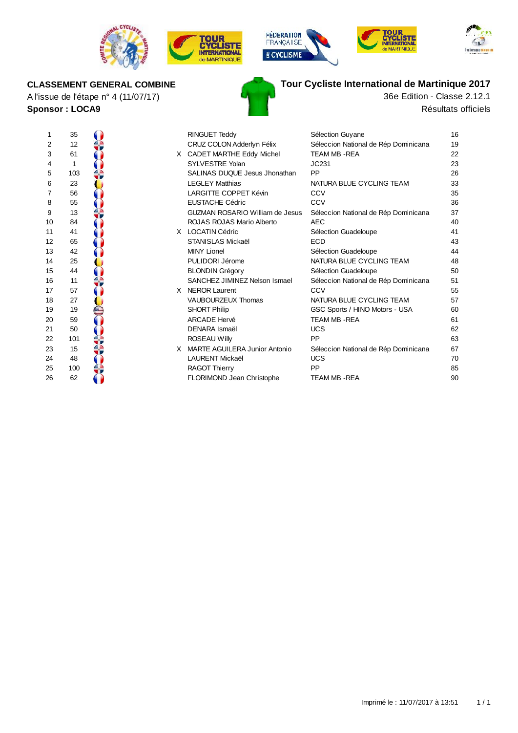**CLASSEMENT GENERAL COMBINE**

A l'issue de l'étape n° 4 (11/07/17)

**Sponsor : LOCA9**

**Tour Cycliste International de Martinique 2017**

36e Edition - Classe 2.12.1

Résultats officiels

| | | | | | |
|---|---|---|---|---|---|
| 1 | 35 | | RINGUET Teddy | Sélection Guyane | 16 |
| 2 | 12 | | CRUZ COLON Adderlyn Félix | Séleccion National de Rép Dominicana | 19 |
| 3 | 61 | X | CADET MARTHE Eddy Michel | TEAM MB -REA | 22 |
| 4 | 1 | | SYLVESTRE Yolan | JC231 | 23 |
| 5 | 103 | | SALINAS DUQUE Jesus Jhonathan | PP | 26 |
| 6 | 23 | | LEGLEY Matthias | NATURA BLUE CYCLING TEAM | 33 |
| 7 | 56 | | LARGITTE COPPET Kévin | CCV | 35 |
| 8 | 55 | | EUSTACHE Cédric | CCV | 36 |
| 9 | 13 | | GUZMAN ROSARIO William de Jesus | Séleccion National de Rép Dominicana | 37 |
| 10 | 84 | | ROJAS ROJAS Mario Alberto | AEC | 40 |
| 11 | 41 | X | LOCATIN Cédric | Sélection Guadeloupe | 41 |
| 12 | 65 | | STANISLAS Mickaël | ECD | 43 |
| 13 | 42 | | MINY Lionel | Sélection Guadeloupe | 44 |
| 14 | 25 | | PULIDORI Jérome | NATURA BLUE CYCLING TEAM | 48 |
| 15 | 44 | | BLONDIN Grégory | Sélection Guadeloupe | 50 |
| 16 | 11 | | SANCHEZ JIMINEZ Nelson Ismael | Séleccion National de Rép Dominicana | 51 |
| 17 | 57 | X | NEROR Laurent | CCV | 55 |
| 18 | 27 | | VAUBOURZEUX Thomas | NATURA BLUE CYCLING TEAM | 57 |
| 19 | 19 | | SHORT Philip | GSC Sports / HINO Motors - USA | 60 |
| 20 | 59 | | ARCADE Hervé | TEAM MB -REA | 61 |
| 21 | 50 | | DENARA Ismaël | UCS | 62 |
| 22 | 101 | | ROSEAU Willy | PP | 63 |
| 23 | 15 | X | MARTE AGUILERA Junior Antonio | Séleccion National de Rép Dominicana | 67 |
| 24 | 48 | | LAURENT Mickaël | UCS | 70 |
| 25 | 100 | | RAGOT Thierry | PP | 85 |
| 26 | 62 | | FLORIMOND Jean Christophe | TEAM MB -REA | 90 |

Imprimé le : 11/07/2017 à 13:51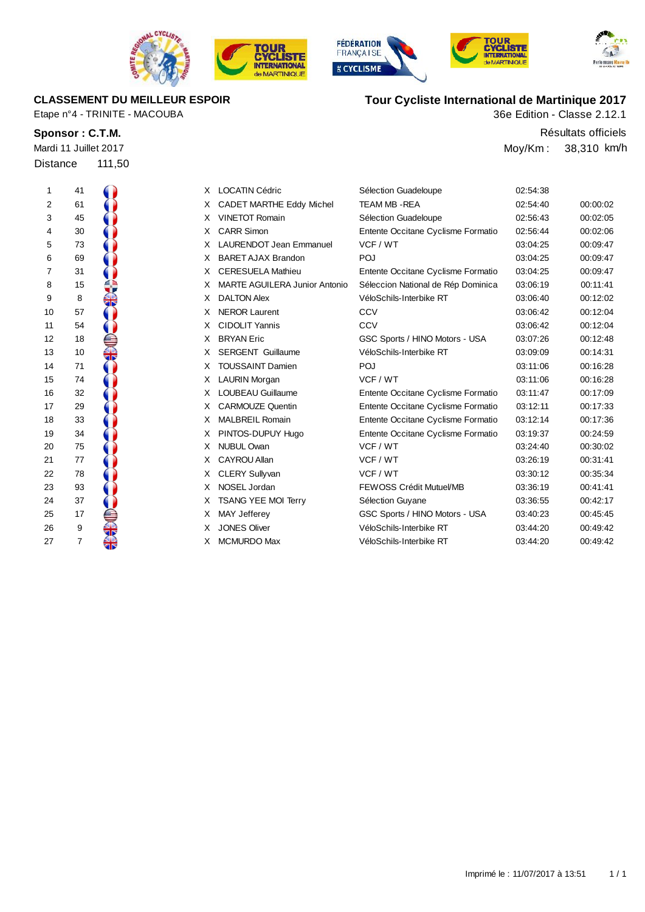**CLASSEMENT DU MEILLEUR ESPOIR**

Etape n°4 - TRINITE - MACOUBA

**Sponsor : C.T.M.**

Mardi 11 Juillet 2017

Distance 111,50

**Tour Cycliste International de Martinique 2017**

36e Edition - Classe 2.12.1

Résultats officiels

Moy/Km : 38,310 km/h

| | | | | | | | |
|---|---|---|---|---|---|---|---|
| 1 | 41 | | X | LOCATIN Cédric | Sélection Guadeloupe | 02:54:38 | |
| 2 | 61 | | X | CADET MARTHE Eddy Michel | TEAM MB -REA | 02:54:40 | 00:00:02 |
| 3 | 45 | | X | VINETOT Romain | Sélection Guadeloupe | 02:56:43 | 00:02:05 |
| 4 | 30 | | X | CARR Simon | Entente Occitane Cyclisme Formatio | 02:56:44 | 00:02:06 |
| 5 | 73 | | X | LAURENDOT Jean Emmanuel | VCF / WT | 03:04:25 | 00:09:47 |
| 6 | 69 | | X | BARET AJAX Brandon | POJ | 03:04:25 | 00:09:47 |
| 7 | 31 | | X | CERESUELA Mathieu | Entente Occitane Cyclisme Formatio | 03:04:25 | 00:09:47 |
| 8 | 15 | | X | MARTE AGUILERA Junior Antonio | Séleccion National de Rép Dominica | 03:06:19 | 00:11:41 |
| 9 | 8 | | X | DALTON Alex | VéloSchils-Interbike RT | 03:06:40 | 00:12:02 |
| 10 | 57 | | X | NEROR Laurent | CCV | 03:06:42 | 00:12:04 |
| 11 | 54 | | X | CIDOLIT Yannis | CCV | 03:06:42 | 00:12:04 |
| 12 | 18 | | X | BRYAN Eric | GSC Sports / HINO Motors - USA | 03:07:26 | 00:12:48 |
| 13 | 10 | | X | SERGENT Guillaume | VéloSchils-Interbike RT | 03:09:09 | 00:14:31 |
| 14 | 71 | | X | TOUSSAINT Damien | POJ | 03:11:06 | 00:16:28 |
| 15 | 74 | | X | LAURIN Morgan | VCF / WT | 03:11:06 | 00:16:28 |
| 16 | 32 | | X | LOUBEAU Guillaume | Entente Occitane Cyclisme Formatio | 03:11:47 | 00:17:09 |
| 17 | 29 | | X | CARMOUZE Quentin | Entente Occitane Cyclisme Formatio | 03:12:11 | 00:17:33 |
| 18 | 33 | | X | MALBREIL Romain | Entente Occitane Cyclisme Formatio | 03:12:14 | 00:17:36 |
| 19 | 34 | | X | PINTOS-DUPUY Hugo | Entente Occitane Cyclisme Formatio | 03:19:37 | 00:24:59 |
| 20 | 75 | | X | NUBUL Owan | VCF / WT | 03:24:40 | 00:30:02 |
| 21 | 77 | | X | CAYROU Allan | VCF / WT | 03:26:19 | 00:31:41 |
| 22 | 78 | | X | CLERY Sullyvan | VCF / WT | 03:30:12 | 00:35:34 |
| 23 | 93 | | X | NOSEL Jordan | FEWOSS Crédit Mutuel/MB | 03:36:19 | 00:41:41 |
| 24 | 37 | | X | TSANG YEE MOI Terry | Sélection Guyane | 03:36:55 | 00:42:17 |
| 25 | 17 | | X | MAY Jefferey | GSC Sports / HINO Motors - USA | 03:40:23 | 00:45:45 |
| 26 | 9 | | X | JONES Oliver | VéloSchils-Interbike RT | 03:44:20 | 00:49:42 |
| 27 | 7 | | X | MCMURDO Max | VéloSchils-Interbike RT | 03:44:20 | 00:49:42 |

Imprimé le : 11/07/2017 à 13:51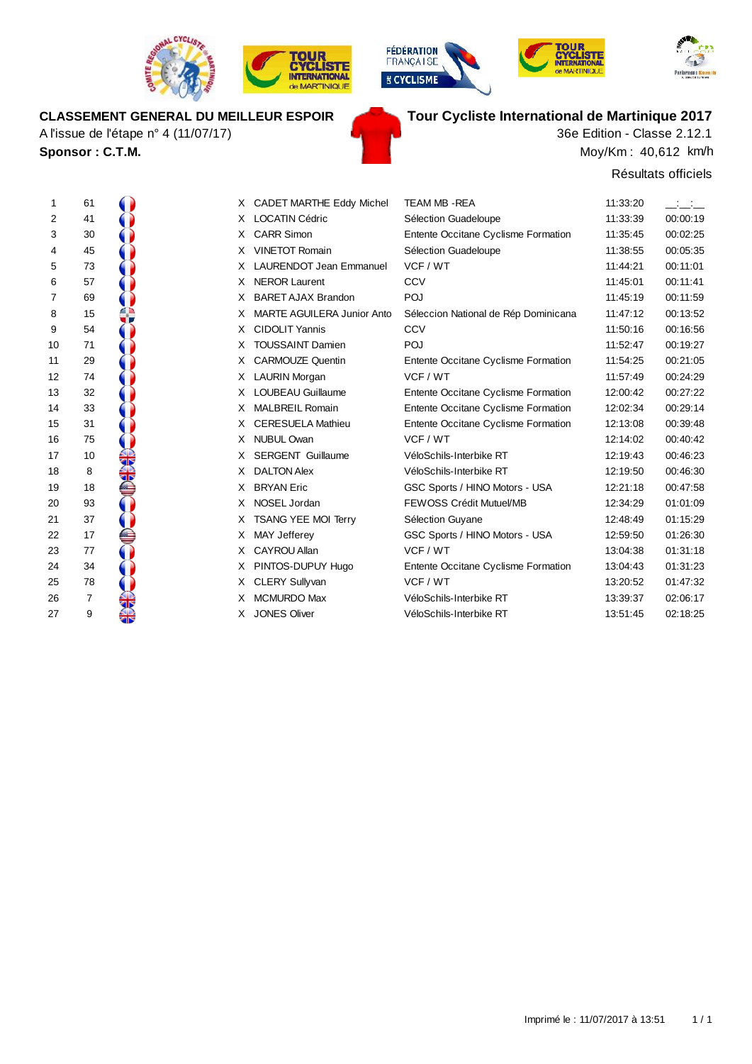**CLASSEMENT GENERAL DU MEILLEUR ESPOIR**

A l'issue de l'étape n° 4 (11/07/17)

**Sponsor : C.T.M.**

**Tour Cycliste International de Martinique 2017**

36e Edition - Classe 2.12.1

Moy/Km : 40,612 km/h

Résultats officiels

| | | | | | | |
|---|---|---|---|---|---|---|
| 1 | 61 | X | CADET MARTHE Eddy Michel | TEAM MB -REA | 11:33:20 | __:__:__ |
| 2 | 41 | X | LOCATIN Cédric | Sélection Guadeloupe | 11:33:39 | 00:00:19 |
| 3 | 30 | X | CARR Simon | Entente Occitane Cyclisme Formation | 11:35:45 | 00:02:25 |
| 4 | 45 | X | VINETOT Romain | Sélection Guadeloupe | 11:38:55 | 00:05:35 |
| 5 | 73 | X | LAURENDOT Jean Emmanuel | VCF / WT | 11:44:21 | 00:11:01 |
| 6 | 57 | X | NEROR Laurent | CCV | 11:45:01 | 00:11:41 |
| 7 | 69 | X | BARET AJAX Brandon | POJ | 11:45:19 | 00:11:59 |
| 8 | 15 | X | MARTE AGUILERA Junior Anto | Séleccion National de Rép Dominicana | 11:47:12 | 00:13:52 |
| 9 | 54 | X | CIDOLIT Yannis | CCV | 11:50:16 | 00:16:56 |
| 10 | 71 | X | TOUSSAINT Damien | POJ | 11:52:47 | 00:19:27 |
| 11 | 29 | X | CARMOUZE Quentin | Entente Occitane Cyclisme Formation | 11:54:25 | 00:21:05 |
| 12 | 74 | X | LAURIN Morgan | VCF / WT | 11:57:49 | 00:24:29 |
| 13 | 32 | X | LOUBEAU Guillaume | Entente Occitane Cyclisme Formation | 12:00:42 | 00:27:22 |
| 14 | 33 | X | MALBREIL Romain | Entente Occitane Cyclisme Formation | 12:02:34 | 00:29:14 |
| 15 | 31 | X | CERESUELA Mathieu | Entente Occitane Cyclisme Formation | 12:13:08 | 00:39:48 |
| 16 | 75 | X | NUBUL Owan | VCF / WT | 12:14:02 | 00:40:42 |
| 17 | 10 | X | SERGENT Guillaume | VéloSchils-Interbike RT | 12:19:43 | 00:46:23 |
| 18 | 8 | X | DALTON Alex | VéloSchils-Interbike RT | 12:19:50 | 00:46:30 |
| 19 | 18 | X | BRYAN Eric | GSC Sports / HINO Motors - USA | 12:21:18 | 00:47:58 |
| 20 | 93 | X | NOSEL Jordan | FEWOSS Crédit Mutuel/MB | 12:34:29 | 01:01:09 |
| 21 | 37 | X | TSANG YEE MOI Terry | Sélection Guyane | 12:48:49 | 01:15:29 |
| 22 | 17 | X | MAY Jefferey | GSC Sports / HINO Motors - USA | 12:59:50 | 01:26:30 |
| 23 | 77 | X | CAYROU Allan | VCF / WT | 13:04:38 | 01:31:18 |
| 24 | 34 | X | PINTOS-DUPUY Hugo | Entente Occitane Cyclisme Formation | 13:04:43 | 01:31:23 |
| 25 | 78 | X | CLERY Sullyvan | VCF / WT | 13:20:52 | 01:47:32 |
| 26 | 7 | X | MCMURDO Max | VéloSchils-Interbike RT | 13:39:37 | 02:06:17 |
| 27 | 9 | X | JONES Oliver | VéloSchils-Interbike RT | 13:51:45 | 02:18:25 |

Imprimé le : 11/07/2017 à 13:51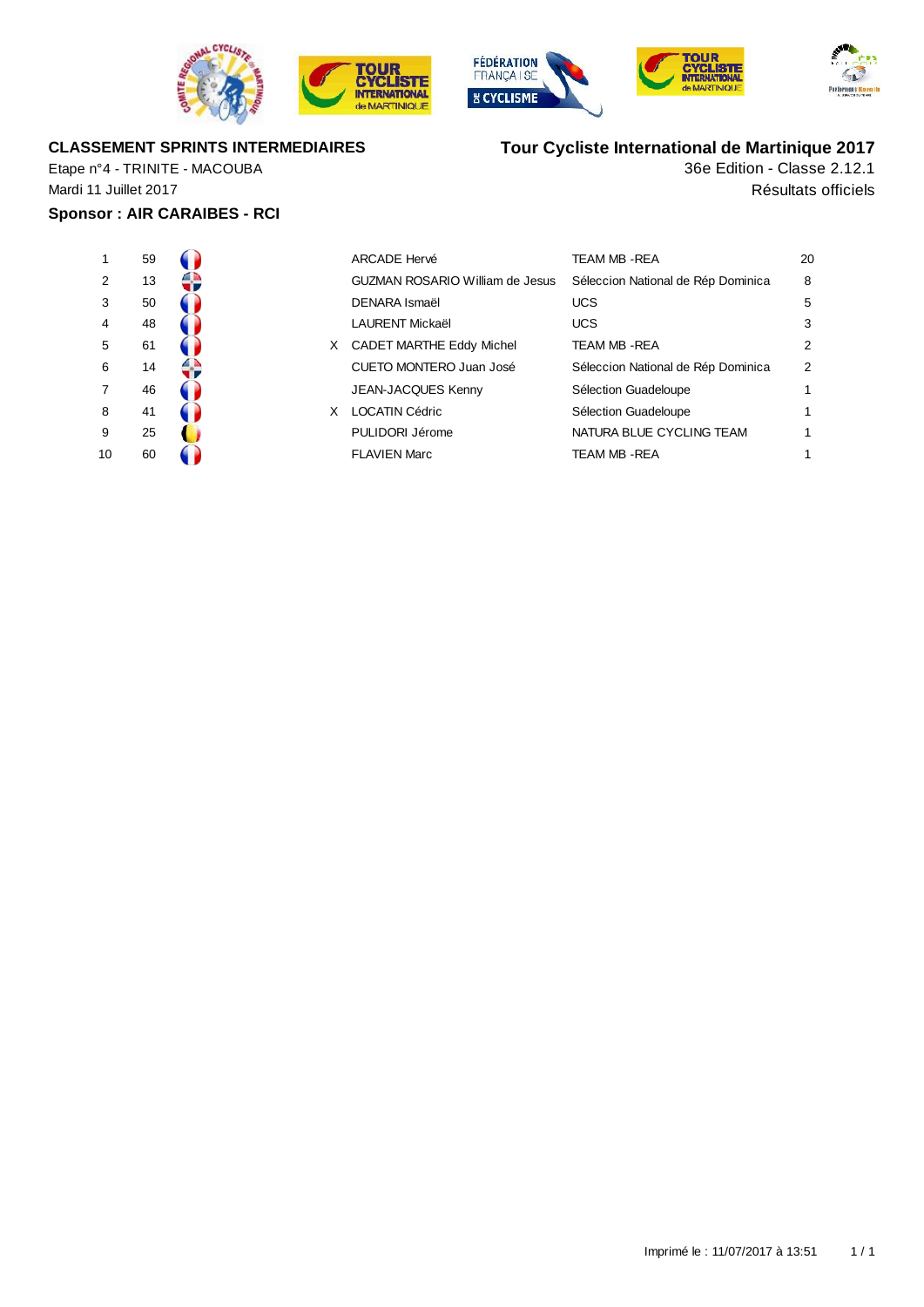**CLASSEMENT SPRINTS INTERMEDIAIRES**

Etape n°4 - TRINITE - MACOUBA

Mardi 11 Juillet 2017

**Sponsor : AIR CARAIBES - RCI**

**Tour Cycliste International de Martinique 2017**

36e Edition - Classe 2.12.1

Résultats officiels

| | | | | | |
|---|---|---|---|---|---|
| 1 | 59 | | ARCADE Hervé | TEAM MB -REA | 20 |
| 2 | 13 | | GUZMAN ROSARIO William de Jesus | Séleccion National de Rép Dominica | 8 |
| 3 | 50 | | DENARA Ismaël | UCS | 5 |
| 4 | 48 | | LAURENT Mickaël | UCS | 3 |
| 5 | 61 | X | CADET MARTHE Eddy Michel | TEAM MB -REA | 2 |
| 6 | 14 | | CUETO MONTERO Juan José | Séleccion National de Rép Dominica | 2 |
| 7 | 46 | | JEAN-JACQUES Kenny | Sélection Guadeloupe | 1 |
| 8 | 41 | X | LOCATIN Cédric | Sélection Guadeloupe | 1 |
| 9 | 25 | | PULIDORI Jérome | NATURA BLUE CYCLING TEAM | 1 |
| 10 | 60 | | FLAVIEN Marc | TEAM MB -REA | 1 |

Imprimé le : 11/07/2017 à 13:51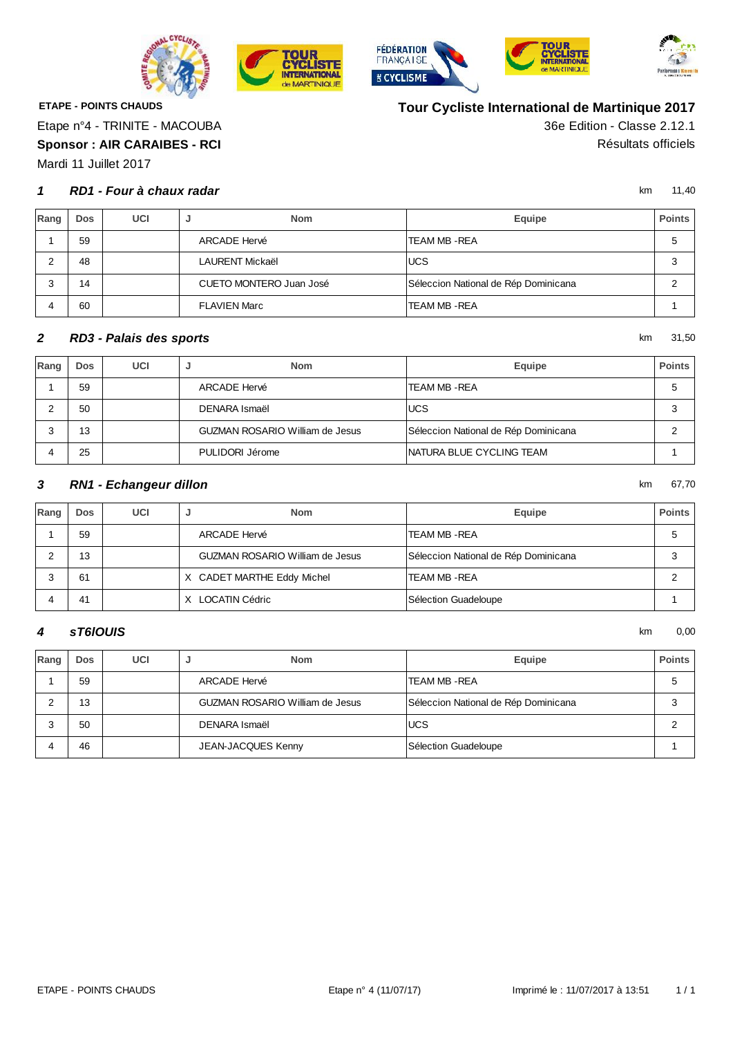**ETAPE - POINTS CHAUDS**

Etape n°4 - TRINITE - MACOUBA

**Sponsor : AIR CARAIBES - RCI**

Mardi 11 Juillet 2017

## Tour Cycliste International de Martinique 2017

36e Edition - Classe 2.12.1

Résultats officiels

### 1 *RD1 - Four à chaux radar* — km 11,40

| Rang | Dos | UCI | J | Nom | Equipe | Points |
|---|---|---|---|---|---|---|
| 1 | 59 | | | ARCADE Hervé | TEAM MB -REA | 5 |
| 2 | 48 | | | LAURENT Mickaël | UCS | 3 |
| 3 | 14 | | | CUETO MONTERO Juan José | Séleccion National de Rép Dominicana | 2 |
| 4 | 60 | | | FLAVIEN Marc | TEAM MB -REA | 1 |

### 2 *RD3 - Palais des sports* — km 31,50

| Rang | Dos | UCI | J | Nom | Equipe | Points |
|---|---|---|---|---|---|---|
| 1 | 59 | | | ARCADE Hervé | TEAM MB -REA | 5 |
| 2 | 50 | | | DENARA Ismaël | UCS | 3 |
| 3 | 13 | | | GUZMAN ROSARIO William de Jesus | Séleccion National de Rép Dominicana | 2 |
| 4 | 25 | | | PULIDORI Jérome | NATURA BLUE CYCLING TEAM | 1 |

### 3 *RN1 - Echangeur dillon* — km 67,70

| Rang | Dos | UCI | J | Nom | Equipe | Points |
|---|---|---|---|---|---|---|
| 1 | 59 | | | ARCADE Hervé | TEAM MB -REA | 5 |
| 2 | 13 | | | GUZMAN ROSARIO William de Jesus | Séleccion National de Rép Dominicana | 3 |
| 3 | 61 | | X | CADET MARTHE Eddy Michel | TEAM MB -REA | 2 |
| 4 | 41 | | X | LOCATIN Cédric | Sélection Guadeloupe | 1 |

### 4 *sT6IOUIS* — km 0,00

| Rang | Dos | UCI | J | Nom | Equipe | Points |
|---|---|---|---|---|---|---|
| 1 | 59 | | | ARCADE Hervé | TEAM MB -REA | 5 |
| 2 | 13 | | | GUZMAN ROSARIO William de Jesus | Séleccion National de Rép Dominicana | 3 |
| 3 | 50 | | | DENARA Ismaël | UCS | 2 |
| 4 | 46 | | | JEAN-JACQUES Kenny | Sélection Guadeloupe | 1 |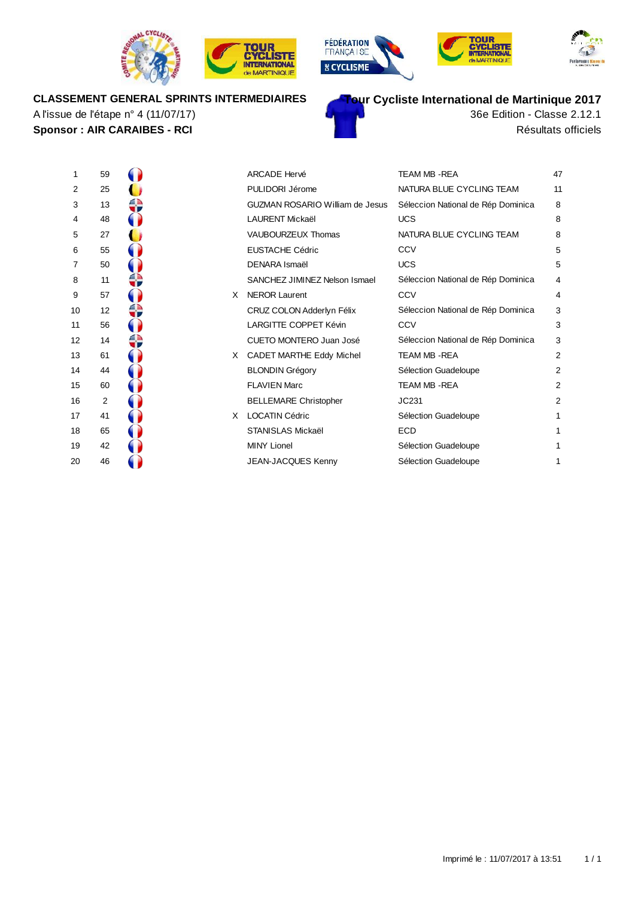**CLASSEMENT GENERAL SPRINTS INTERMEDIAIRES**

A l'issue de l'étape n° 4 (11/07/17)

**Sponsor : AIR CARAIBES - RCI**

**Tour Cycliste International de Martinique 2017**

36e Edition - Classe 2.12.1

Résultats officiels

| | | | | | | |
|---|---|---|---|---|---|---|
| 1 | 59 | | | ARCADE Hervé | TEAM MB -REA | 47 |
| 2 | 25 | | | PULIDORI Jérome | NATURA BLUE CYCLING TEAM | 11 |
| 3 | 13 | | | GUZMAN ROSARIO William de Jesus | Séleccion National de Rép Dominica | 8 |
| 4 | 48 | | | LAURENT Mickaël | UCS | 8 |
| 5 | 27 | | | VAUBOURZEUX Thomas | NATURA BLUE CYCLING TEAM | 8 |
| 6 | 55 | | | EUSTACHE Cédric | CCV | 5 |
| 7 | 50 | | | DENARA Ismaël | UCS | 5 |
| 8 | 11 | | | SANCHEZ JIMINEZ Nelson Ismael | Séleccion National de Rép Dominica | 4 |
| 9 | 57 | | X | NEROR Laurent | CCV | 4 |
| 10 | 12 | | | CRUZ COLON Adderlyn Félix | Séleccion National de Rép Dominica | 3 |
| 11 | 56 | | | LARGITTE COPPET Kévin | CCV | 3 |
| 12 | 14 | | | CUETO MONTERO Juan José | Séleccion National de Rép Dominica | 3 |
| 13 | 61 | | X | CADET MARTHE Eddy Michel | TEAM MB -REA | 2 |
| 14 | 44 | | | BLONDIN Grégory | Sélection Guadeloupe | 2 |
| 15 | 60 | | | FLAVIEN Marc | TEAM MB -REA | 2 |
| 16 | 2 | | | BELLEMARE Christopher | JC231 | 2 |
| 17 | 41 | | X | LOCATIN Cédric | Sélection Guadeloupe | 1 |
| 18 | 65 | | | STANISLAS Mickaël | ECD | 1 |
| 19 | 42 | | | MINY Lionel | Sélection Guadeloupe | 1 |
| 20 | 46 | | | JEAN-JACQUES Kenny | Sélection Guadeloupe | 1 |

Imprimé le : 11/07/2017 à 13:51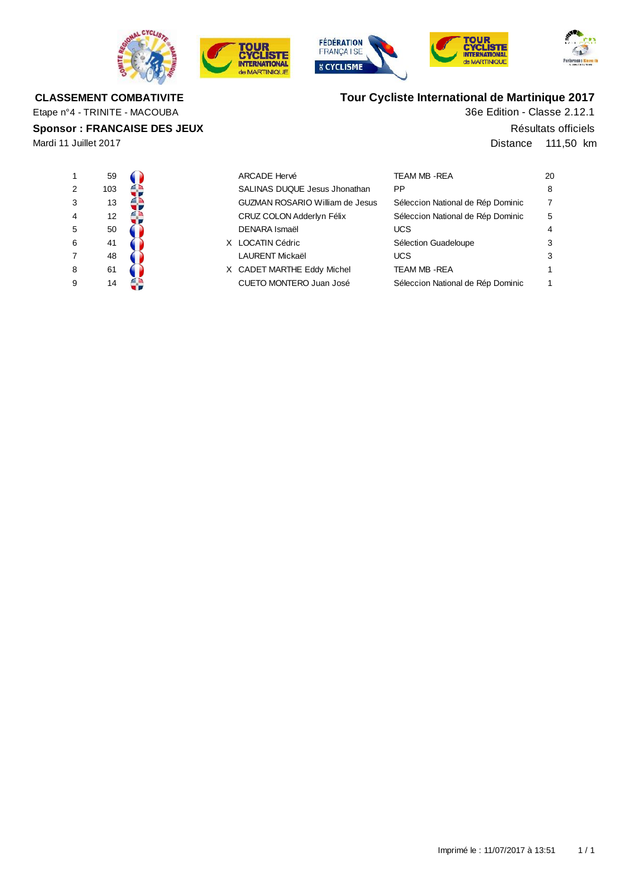**CLASSEMENT COMBATIVITE**

Etape n°4 - TRINITE - MACOUBA

**Sponsor : FRANCAISE DES JEUX**

Mardi 11 Juillet 2017

**Tour Cycliste International de Martinique 2017**

36e Edition - Classe 2.12.1

Résultats officiels

Distance 111,50 km

| | | | | | |
|---|---|---|---|---|---|
| 1 | 59 | | ARCADE Hervé | TEAM MB -REA | 20 |
| 2 | 103 | | SALINAS DUQUE Jesus Jhonathan | PP | 8 |
| 3 | 13 | | GUZMAN ROSARIO William de Jesus | Séleccion National de Rép Dominic | 7 |
| 4 | 12 | | CRUZ COLON Adderlyn Félix | Séleccion National de Rép Dominic | 5 |
| 5 | 50 | | DENARA Ismaël | UCS | 4 |
| 6 | 41 | X | LOCATIN Cédric | Sélection Guadeloupe | 3 |
| 7 | 48 | | LAURENT Mickaël | UCS | 3 |
| 8 | 61 | X | CADET MARTHE Eddy Michel | TEAM MB -REA | 1 |
| 9 | 14 | | CUETO MONTERO Juan José | Séleccion National de Rép Dominic | 1 |

Imprimé le : 11/07/2017 à 13:51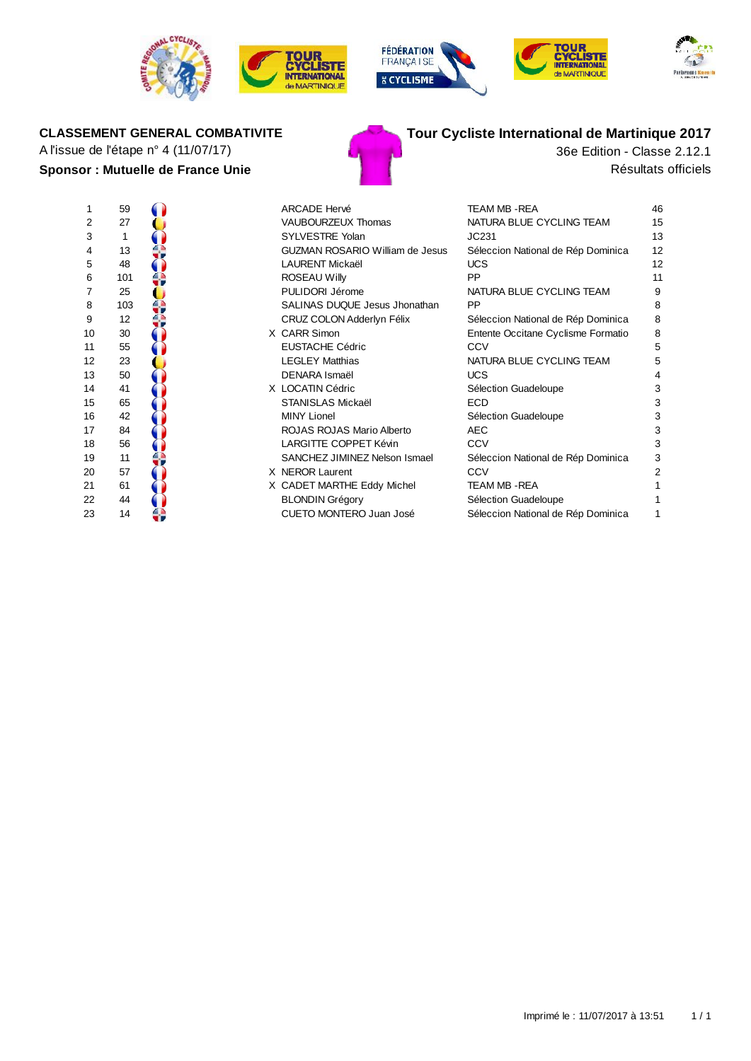**CLASSEMENT GENERAL COMBATIVITE**

A l'issue de l'étape n° 4 (11/07/17)

**Sponsor : Mutuelle de France Unie**

**Tour Cycliste International de Martinique 2017**

36e Edition - Classe 2.12.1

Résultats officiels

| | | | | | |
|---|---|---|---|---|---|
| 1 | 59 | | ARCADE Hervé | TEAM MB -REA | 46 |
| 2 | 27 | | VAUBOURZEUX Thomas | NATURA BLUE CYCLING TEAM | 15 |
| 3 | 1 | | SYLVESTRE Yolan | JC231 | 13 |
| 4 | 13 | | GUZMAN ROSARIO William de Jesus | Séleccion National de Rép Dominica | 12 |
| 5 | 48 | | LAURENT Mickaël | UCS | 12 |
| 6 | 101 | | ROSEAU Willy | PP | 11 |
| 7 | 25 | | PULIDORI Jérome | NATURA BLUE CYCLING TEAM | 9 |
| 8 | 103 | | SALINAS DUQUE Jesus Jhonathan | PP | 8 |
| 9 | 12 | | CRUZ COLON Adderlyn Félix | Séleccion National de Rép Dominica | 8 |
| 10 | 30 | X | CARR Simon | Entente Occitane Cyclisme Formatio | 8 |
| 11 | 55 | | EUSTACHE Cédric | CCV | 5 |
| 12 | 23 | | LEGLEY Matthias | NATURA BLUE CYCLING TEAM | 5 |
| 13 | 50 | | DENARA Ismaël | UCS | 4 |
| 14 | 41 | X | LOCATIN Cédric | Sélection Guadeloupe | 3 |
| 15 | 65 | | STANISLAS Mickaël | ECD | 3 |
| 16 | 42 | | MINY Lionel | Sélection Guadeloupe | 3 |
| 17 | 84 | | ROJAS ROJAS Mario Alberto | AEC | 3 |
| 18 | 56 | | LARGITTE COPPET Kévin | CCV | 3 |
| 19 | 11 | | SANCHEZ JIMINEZ Nelson Ismael | Séleccion National de Rép Dominica | 3 |
| 20 | 57 | X | NEROR Laurent | CCV | 2 |
| 21 | 61 | X | CADET MARTHE Eddy Michel | TEAM MB -REA | 1 |
| 22 | 44 | | BLONDIN Grégory | Sélection Guadeloupe | 1 |
| 23 | 14 | | CUETO MONTERO Juan José | Séleccion National de Rép Dominica | 1 |

Imprimé le : 11/07/2017 à 13:51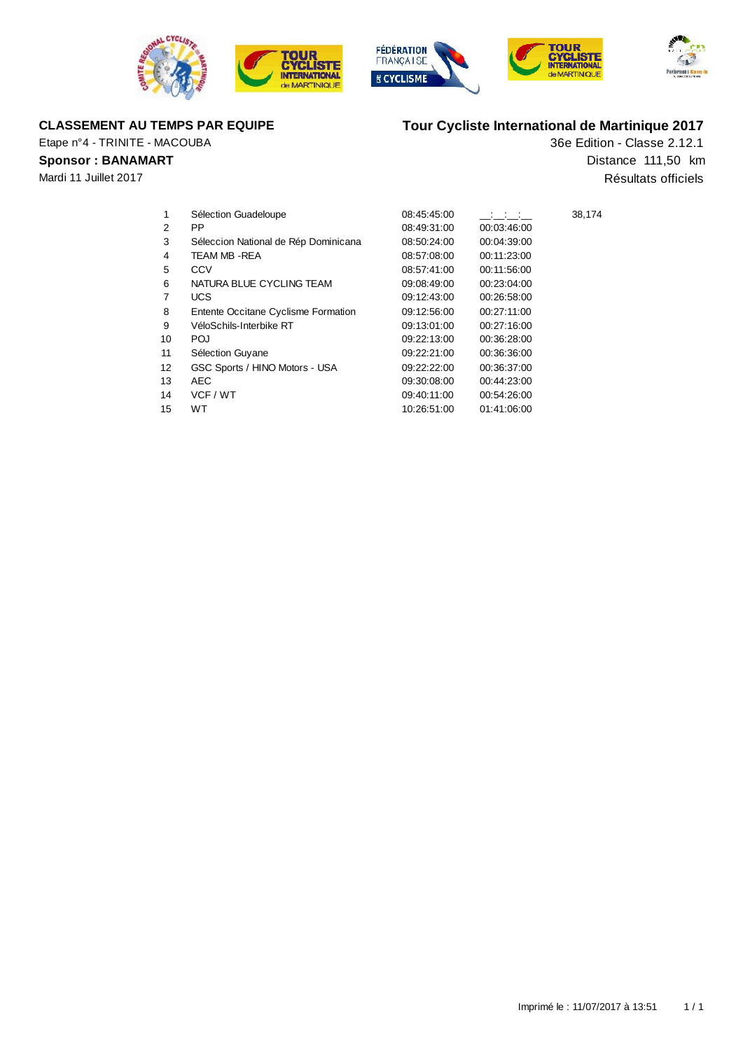**CLASSEMENT AU TEMPS PAR EQUIPE**

Etape n°4 - TRINITE - MACOUBA

**Sponsor : BANAMART**

Mardi 11 Juillet 2017

**Tour Cycliste International de Martinique 2017**

36e Edition - Classe 2.12.1

Distance 111,50 km

Résultats officiels

| | | | | |
|---|---|---|---|---|
| 1 | Sélection Guadeloupe | 08:45:45:00 | __:__:__:__ | 38,174 |
| 2 | PP | 08:49:31:00 | 00:03:46:00 | |
| 3 | Séleccion National de Rép Dominicana | 08:50:24:00 | 00:04:39:00 | |
| 4 | TEAM MB -REA | 08:57:08:00 | 00:11:23:00 | |
| 5 | CCV | 08:57:41:00 | 00:11:56:00 | |
| 6 | NATURA BLUE CYCLING TEAM | 09:08:49:00 | 00:23:04:00 | |
| 7 | UCS | 09:12:43:00 | 00:26:58:00 | |
| 8 | Entente Occitane Cyclisme Formation | 09:12:56:00 | 00:27:11:00 | |
| 9 | VéloSchils-Interbike RT | 09:13:01:00 | 00:27:16:00 | |
| 10 | POJ | 09:22:13:00 | 00:36:28:00 | |
| 11 | Sélection Guyane | 09:22:21:00 | 00:36:36:00 | |
| 12 | GSC Sports / HINO Motors - USA | 09:22:22:00 | 00:36:37:00 | |
| 13 | AEC | 09:30:08:00 | 00:44:23:00 | |
| 14 | VCF / WT | 09:40:11:00 | 00:54:26:00 | |
| 15 | WT | 10:26:51:00 | 01:41:06:00 | |

Imprimé le : 11/07/2017 à 13:51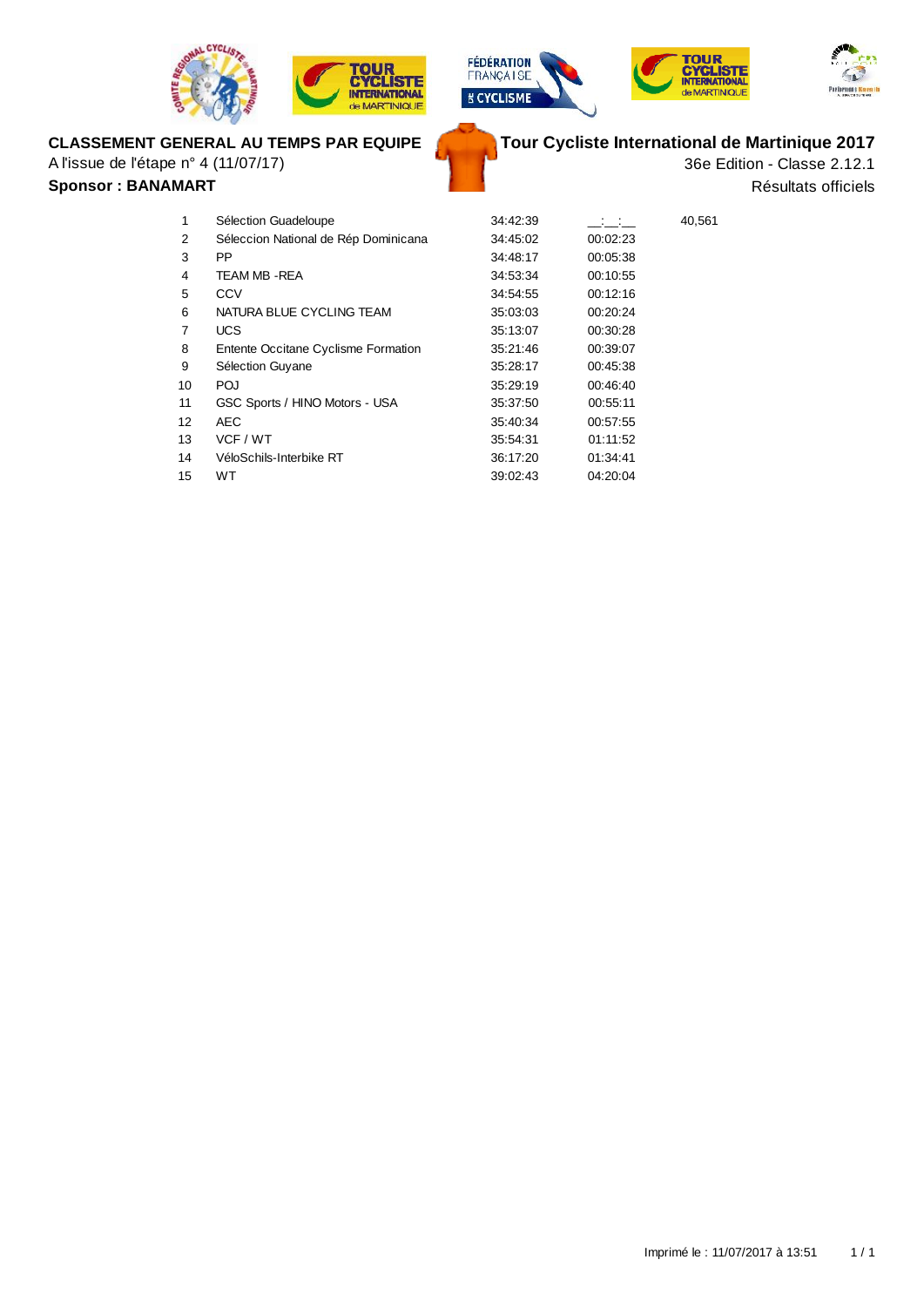**CLASSEMENT GENERAL AU TEMPS PAR EQUIPE**

A l'issue de l'étape n° 4 (11/07/17)

**Sponsor : BANAMART**

**Tour Cycliste International de Martinique 2017**

36e Edition - Classe 2.12.1

Résultats officiels

| | | | | |
|---|---|---|---|---|
| 1 | Sélection Guadeloupe | 34:42:39 | __:__:__ | 40,561 |
| 2 | Séleccion National de Rép Dominicana | 34:45:02 | 00:02:23 | |
| 3 | PP | 34:48:17 | 00:05:38 | |
| 4 | TEAM MB -REA | 34:53:34 | 00:10:55 | |
| 5 | CCV | 34:54:55 | 00:12:16 | |
| 6 | NATURA BLUE CYCLING TEAM | 35:03:03 | 00:20:24 | |
| 7 | UCS | 35:13:07 | 00:30:28 | |
| 8 | Entente Occitane Cyclisme Formation | 35:21:46 | 00:39:07 | |
| 9 | Sélection Guyane | 35:28:17 | 00:45:38 | |
| 10 | POJ | 35:29:19 | 00:46:40 | |
| 11 | GSC Sports / HINO Motors - USA | 35:37:50 | 00:55:11 | |
| 12 | AEC | 35:40:34 | 00:57:55 | |
| 13 | VCF / WT | 35:54:31 | 01:11:52 | |
| 14 | VéloSchils-Interbike RT | 36:17:20 | 01:34:41 | |
| 15 | WT | 39:02:43 | 04:20:04 | |

Imprimé le : 11/07/2017 à 13:51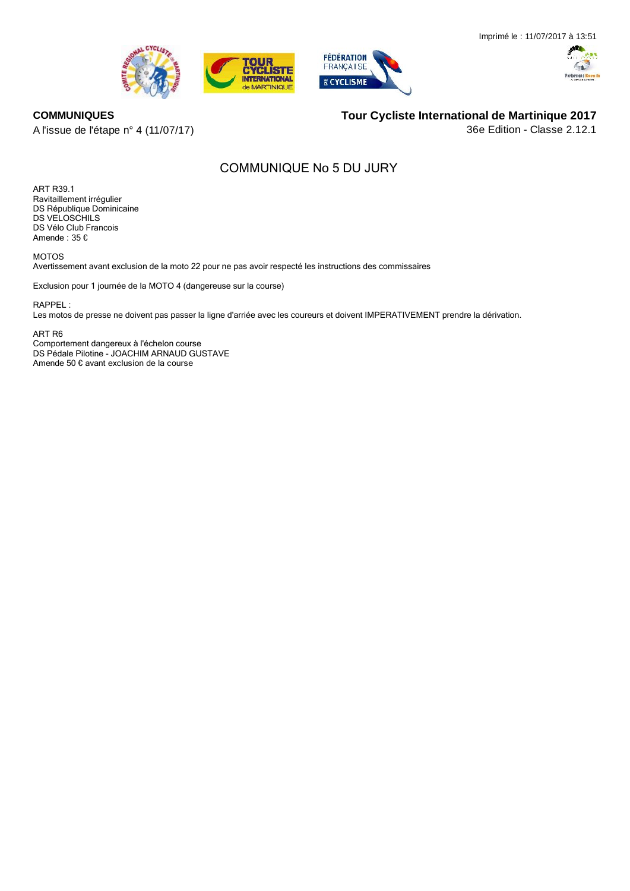Imprimé le : 11/07/2017 à 13:51

**COMMUNIQUES**
A l'issue de l'étape n° 4 (11/07/17)

**Tour Cycliste International de Martinique 2017**
36e Edition - Classe 2.12.1

## COMMUNIQUE No 5 DU JURY

ART R39.1
Ravitaillement irrégulier
DS République Dominicaine
DS VELOSCHILS
DS Vélo Club Francois
Amende : 35 €

MOTOS
Avertissement avant exclusion de la moto 22 pour ne pas avoir respecté les instructions des commissaires

Exclusion pour 1 journée de la MOTO 4 (dangereuse sur la course)

RAPPEL :
Les motos de presse ne doivent pas passer la ligne d'arriée avec les coureurs et doivent IMPERATIVEMENT prendre la dérivation.

ART R6
Comportement dangereux à l'échelon course
DS Pédale Pilotine - JOACHIM ARNAUD GUSTAVE
Amende 50 € avant exclusion de la course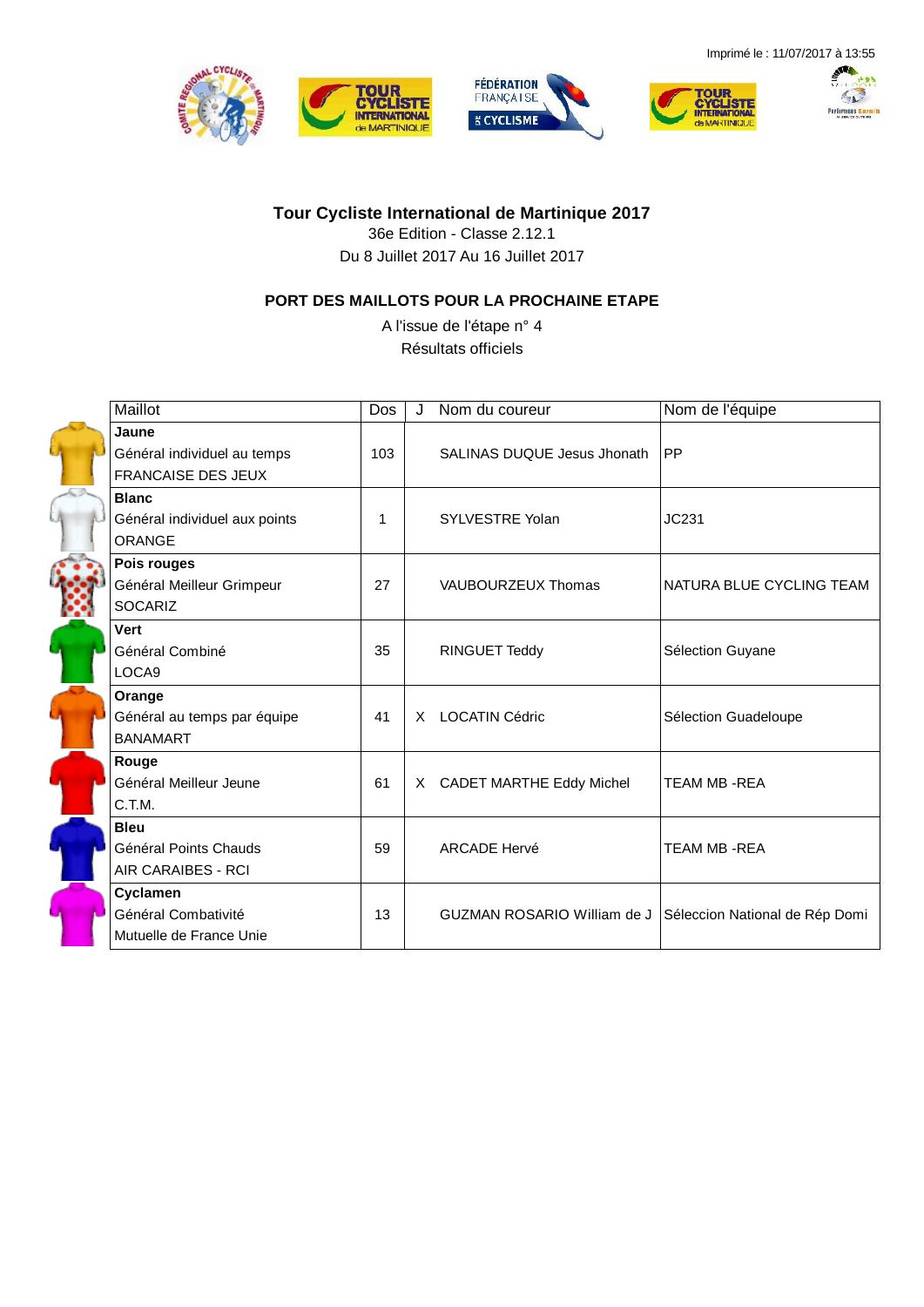Imprimé le : 11/07/2017 à 13:55

**Tour Cycliste International de Martinique 2017**

36e Edition - Classe 2.12.1

Du 8 Juillet 2017 Au 16 Juillet 2017

**PORT DES MAILLOTS POUR LA PROCHAINE ETAPE**

A l'issue de l'étape n° 4

Résultats officiels

| Maillot | Dos | J | Nom du coureur | Nom de l'équipe |
|---|---|---|---|---|
| **Jaune**<br>Général individuel au temps<br>FRANCAISE DES JEUX | 103 | | SALINAS DUQUE Jesus Jhonath | PP |
| **Blanc**<br>Général individuel aux points<br>ORANGE | 1 | | SYLVESTRE Yolan | JC231 |
| **Pois rouges**<br>Général Meilleur Grimpeur<br>SOCARIZ | 27 | | VAUBOURZEUX Thomas | NATURA BLUE CYCLING TEAM |
| **Vert**<br>Général Combiné<br>LOCA9 | 35 | | RINGUET Teddy | Sélection Guyane |
| **Orange**<br>Général au temps par équipe<br>BANAMART | 41 | X | LOCATIN Cédric | Sélection Guadeloupe |
| **Rouge**<br>Général Meilleur Jeune<br>C.T.M. | 61 | X | CADET MARTHE Eddy Michel | TEAM MB -REA |
| **Bleu**<br>Général Points Chauds<br>AIR CARAIBES - RCI | 59 | | ARCADE Hervé | TEAM MB -REA |
| **Cyclamen**<br>Général Combativité<br>Mutuelle de France Unie | 13 | | GUZMAN ROSARIO William de J | Séleccion National de Rép Domi |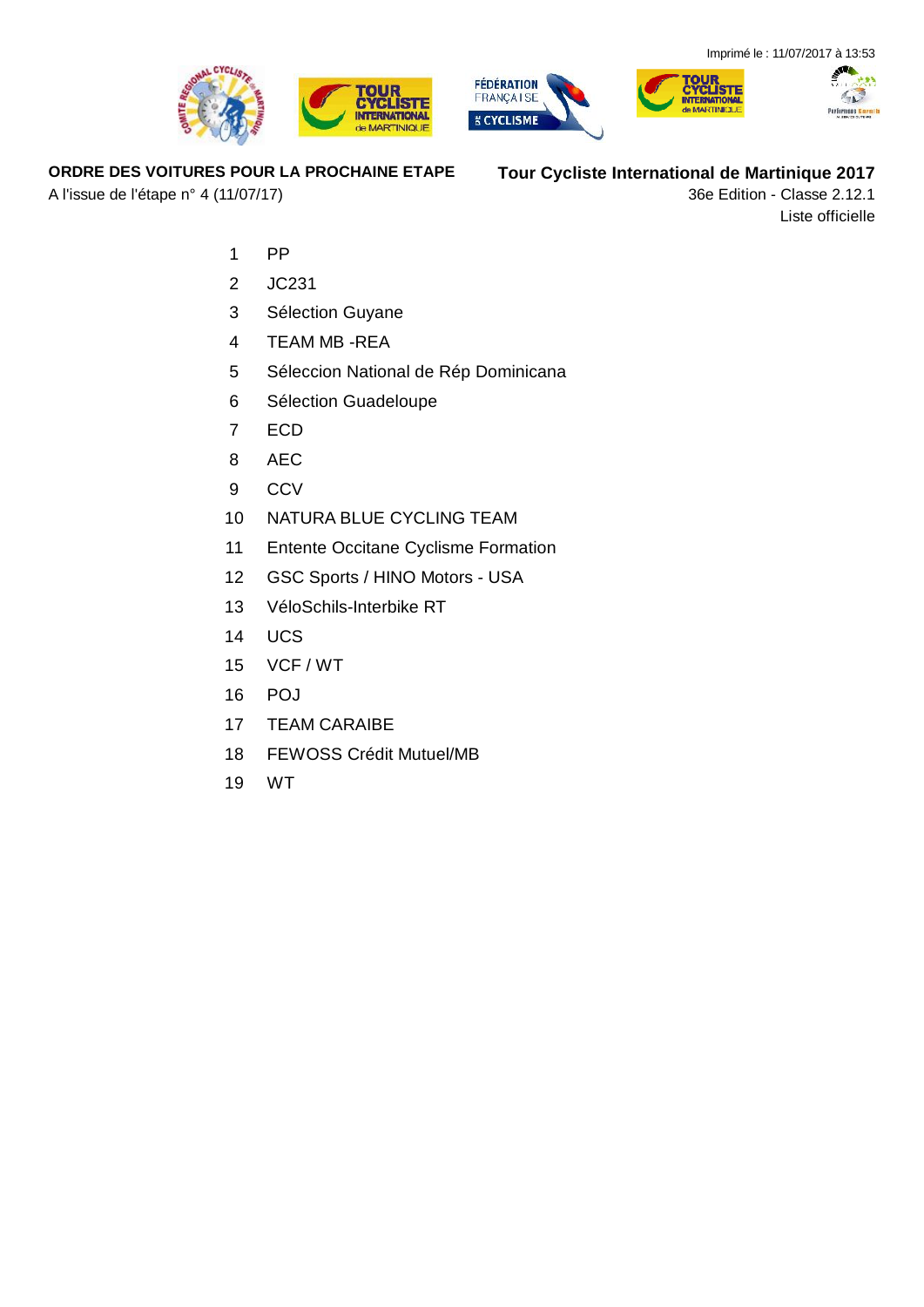Imprimé le : 11/07/2017 à 13:53

**ORDRE DES VOITURES POUR LA PROCHAINE ETAPE**

A l'issue de l'étape n° 4 (11/07/17)

**Tour Cycliste International de Martinique 2017**

36e Edition - Classe 2.12.1

Liste officielle

1. PP
2. JC231
3. Sélection Guyane
4. TEAM MB -REA
5. Séleccion National de Rép Dominicana
6. Sélection Guadeloupe
7. ECD
8. AEC
9. CCV
10. NATURA BLUE CYCLING TEAM
11. Entente Occitane Cyclisme Formation
12. GSC Sports / HINO Motors - USA
13. VéloSchils-Interbike RT
14. UCS
15. VCF / WT
16. POJ
17. TEAM CARAIBE
18. FEWOSS Crédit Mutuel/MB
19. WT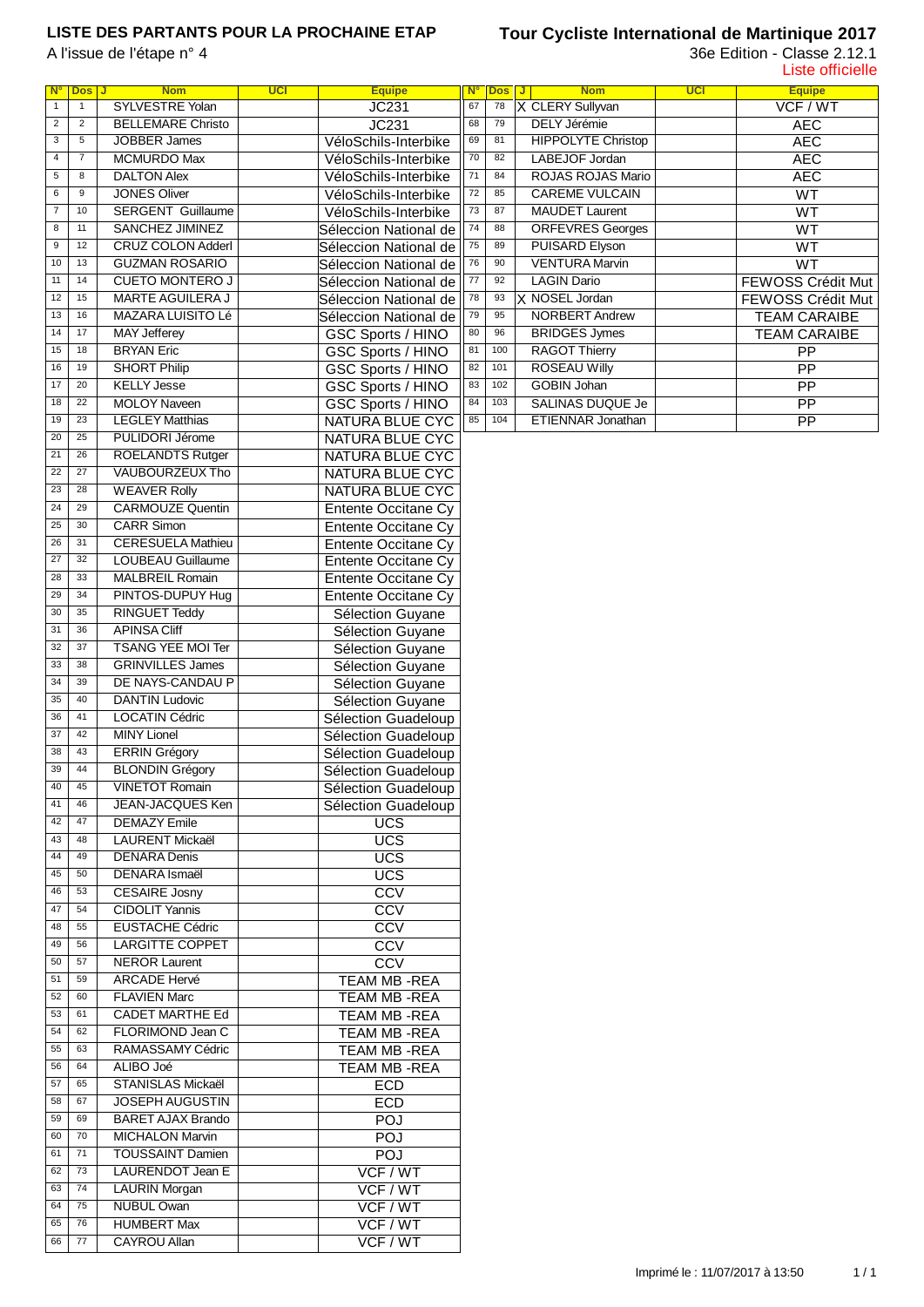**LISTE DES PARTANTS POUR LA PROCHAINE ETAP**

A l'issue de l'étape n° 4

**Tour Cycliste International de Martinique 2017**

36e Edition - Classe 2.12.1

Liste officielle

| N° | Dos | J | Nom | UCI | Equipe |
|---|---|---|---|---|---|
| 1 | 1 | | SYLVESTRE Yolan | | JC231 |
| 2 | 2 | | BELLEMARE Christo | | JC231 |
| 3 | 5 | | JOBBER James | | VéloSchils-Interbike |
| 4 | 7 | | MCMURDO Max | | VéloSchils-Interbike |
| 5 | 8 | | DALTON Alex | | VéloSchils-Interbike |
| 6 | 9 | | JONES Oliver | | VéloSchils-Interbike |
| 7 | 10 | | SERGENT Guillaume | | VéloSchils-Interbike |
| 8 | 11 | | SANCHEZ JIMINEZ | | Séleccion National de |
| 9 | 12 | | CRUZ COLON Adderl | | Séleccion National de |
| 10 | 13 | | GUZMAN ROSARIO | | Séleccion National de |
| 11 | 14 | | CUETO MONTERO J | | Séleccion National de |
| 12 | 15 | | MARTE AGUILERA J | | Séleccion National de |
| 13 | 16 | | MAZARA LUISITO Lé | | Séleccion National de |
| 14 | 17 | | MAY Jefferey | | GSC Sports / HINO |
| 15 | 18 | | BRYAN Eric | | GSC Sports / HINO |
| 16 | 19 | | SHORT Philip | | GSC Sports / HINO |
| 17 | 20 | | KELLY Jesse | | GSC Sports / HINO |
| 18 | 22 | | MOLOY Naveen | | GSC Sports / HINO |
| 19 | 23 | | LEGLEY Matthias | | NATURA BLUE CYC |
| 20 | 25 | | PULIDORI Jérome | | NATURA BLUE CYC |
| 21 | 26 | | ROELANDTS Rutger | | NATURA BLUE CYC |
| 22 | 27 | | VAUBOURZEUX Tho | | NATURA BLUE CYC |
| 23 | 28 | | WEAVER Rolly | | NATURA BLUE CYC |
| 24 | 29 | | CARMOUZE Quentin | | Entente Occitane Cy |
| 25 | 30 | | CARR Simon | | Entente Occitane Cy |
| 26 | 31 | | CERESUELA Mathieu | | Entente Occitane Cy |
| 27 | 32 | | LOUBEAU Guillaume | | Entente Occitane Cy |
| 28 | 33 | | MALBREIL Romain | | Entente Occitane Cy |
| 29 | 34 | | PINTOS-DUPUY Hug | | Entente Occitane Cy |
| 30 | 35 | | RINGUET Teddy | | Sélection Guyane |
| 31 | 36 | | APINSA Cliff | | Sélection Guyane |
| 32 | 37 | | TSANG YEE MOI Ter | | Sélection Guyane |
| 33 | 38 | | GRINVILLES James | | Sélection Guyane |
| 34 | 39 | | DE NAYS-CANDAU P | | Sélection Guyane |
| 35 | 40 | | DANTIN Ludovic | | Sélection Guyane |
| 36 | 41 | | LOCATIN Cédric | | Sélection Guadeloup |
| 37 | 42 | | MINY Lionel | | Sélection Guadeloup |
| 38 | 43 | | ERRIN Grégory | | Sélection Guadeloup |
| 39 | 44 | | BLONDIN Grégory | | Sélection Guadeloup |
| 40 | 45 | | VINETOT Romain | | Sélection Guadeloup |
| 41 | 46 | | JEAN-JACQUES Ken | | Sélection Guadeloup |
| 42 | 47 | | DEMAZY Emile | | UCS |
| 43 | 48 | | LAURENT Mickaël | | UCS |
| 44 | 49 | | DENARA Denis | | UCS |
| 45 | 50 | | DENARA Ismaël | | UCS |
| 46 | 53 | | CESAIRE Josny | | CCV |
| 47 | 54 | | CIDOLIT Yannis | | CCV |
| 48 | 55 | | EUSTACHE Cédric | | CCV |
| 49 | 56 | | LARGITTE COPPET | | CCV |
| 50 | 57 | | NEROR Laurent | | CCV |
| 51 | 59 | | ARCADE Hervé | | TEAM MB -REA |
| 52 | 60 | | FLAVIEN Marc | | TEAM MB -REA |
| 53 | 61 | | CADET MARTHE Ed | | TEAM MB -REA |
| 54 | 62 | | FLORIMOND Jean C | | TEAM MB -REA |
| 55 | 63 | | RAMASSAMY Cédric | | TEAM MB -REA |
| 56 | 64 | | ALIBO Joé | | TEAM MB -REA |
| 57 | 65 | | STANISLAS Mickaël | | ECD |
| 58 | 67 | | JOSEPH AUGUSTIN | | ECD |
| 59 | 69 | | BARET AJAX Brando | | POJ |
| 60 | 70 | | MICHALON Marvin | | POJ |
| 61 | 71 | | TOUSSAINT Damien | | POJ |
| 62 | 73 | | LAURENDOT Jean E | | VCF / WT |
| 63 | 74 | | LAURIN Morgan | | VCF / WT |
| 64 | 75 | | NUBUL Owan | | VCF / WT |
| 65 | 76 | | HUMBERT Max | | VCF / WT |
| 66 | 77 | | CAYROU Allan | | VCF / WT |
| 67 | 78 | X | CLERY Sullyvan | | VCF / WT |
| 68 | 79 | | DELY Jérémie | | AEC |
| 69 | 81 | | HIPPOLYTE Christop | | AEC |
| 70 | 82 | | LABEJOF Jordan | | AEC |
| 71 | 84 | | ROJAS ROJAS Mario | | AEC |
| 72 | 85 | | CAREME VULCAIN | | WT |
| 73 | 87 | | MAUDET Laurent | | WT |
| 74 | 88 | | ORFEVRES Georges | | WT |
| 75 | 89 | | PUISARD Elyson | | WT |
| 76 | 90 | | VENTURA Marvin | | WT |
| 77 | 92 | | LAGIN Dario | | FEWOSS Crédit Mut |
| 78 | 93 | X | NOSEL Jordan | | FEWOSS Crédit Mut |
| 79 | 95 | | NORBERT Andrew | | TEAM CARAIBE |
| 80 | 96 | | BRIDGES Jymes | | TEAM CARAIBE |
| 81 | 100 | | RAGOT Thierry | | PP |
| 82 | 101 | | ROSEAU Willy | | PP |
| 83 | 102 | | GOBIN Johan | | PP |
| 84 | 103 | | SALINAS DUQUE Je | | PP |
| 85 | 104 | | ETIENNAR Jonathan | | PP |

Imprimé le : 11/07/2017 à 13:50